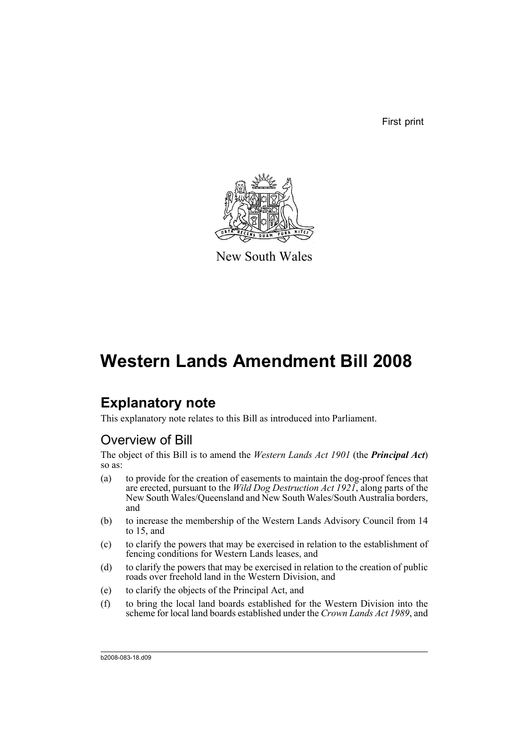First print

New South Wales

# Western Lands Amendment Bill 2008

## Explanatory note

This explanatory note relates to this Bill as introduced into Parliament.

### Overview of Bill

The object of this Bill is to amend the *Western Lands Act 1901* (the ***Principal Act***) so as:

(a) to provide for the creation of easements to maintain the dog-proof fences that are erected, pursuant to the *Wild Dog Destruction Act 1921*, along parts of the New South Wales/Queensland and New South Wales/South Australia borders, and

(b) to increase the membership of the Western Lands Advisory Council from 14 to 15, and

(c) to clarify the powers that may be exercised in relation to the establishment of fencing conditions for Western Lands leases, and

(d) to clarify the powers that may be exercised in relation to the creation of public roads over freehold land in the Western Division, and

(e) to clarify the objects of the Principal Act, and

(f) to bring the local land boards established for the Western Division into the scheme for local land boards established under the *Crown Lands Act 1989*, and

b2008-083-18.d09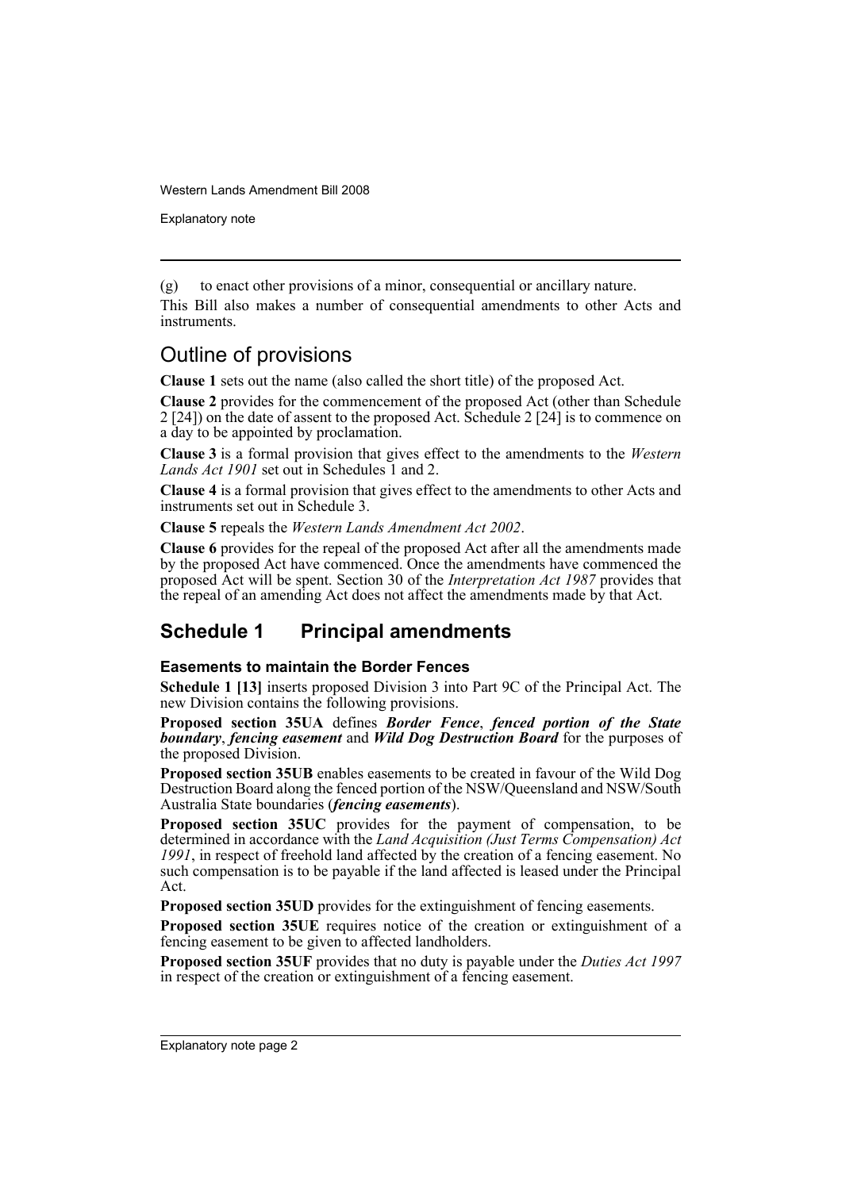(g) to enact other provisions of a minor, consequential or ancillary nature.

This Bill also makes a number of consequential amendments to other Acts and instruments.

## Outline of provisions

**Clause 1** sets out the name (also called the short title) of the proposed Act.

**Clause 2** provides for the commencement of the proposed Act (other than Schedule 2 [24]) on the date of assent to the proposed Act. Schedule 2 [24] is to commence on a day to be appointed by proclamation.

**Clause 3** is a formal provision that gives effect to the amendments to the *Western Lands Act 1901* set out in Schedules 1 and 2.

**Clause 4** is a formal provision that gives effect to the amendments to other Acts and instruments set out in Schedule 3.

**Clause 5** repeals the *Western Lands Amendment Act 2002*.

**Clause 6** provides for the repeal of the proposed Act after all the amendments made by the proposed Act have commenced. Once the amendments have commenced the proposed Act will be spent. Section 30 of the *Interpretation Act 1987* provides that the repeal of an amending Act does not affect the amendments made by that Act.

## Schedule 1 Principal amendments

### Easements to maintain the Border Fences

**Schedule 1 [13]** inserts proposed Division 3 into Part 9C of the Principal Act. The new Division contains the following provisions.

**Proposed section 35UA** defines ***Border Fence***, ***fenced portion of the State boundary***, ***fencing easement*** and ***Wild Dog Destruction Board*** for the purposes of the proposed Division.

**Proposed section 35UB** enables easements to be created in favour of the Wild Dog Destruction Board along the fenced portion of the NSW/Queensland and NSW/South Australia State boundaries (***fencing easements***).

**Proposed section 35UC** provides for the payment of compensation, to be determined in accordance with the *Land Acquisition (Just Terms Compensation) Act 1991*, in respect of freehold land affected by the creation of a fencing easement. No such compensation is to be payable if the land affected is leased under the Principal Act.

**Proposed section 35UD** provides for the extinguishment of fencing easements.

**Proposed section 35UE** requires notice of the creation or extinguishment of a fencing easement to be given to affected landholders.

**Proposed section 35UF** provides that no duty is payable under the *Duties Act 1997* in respect of the creation or extinguishment of a fencing easement.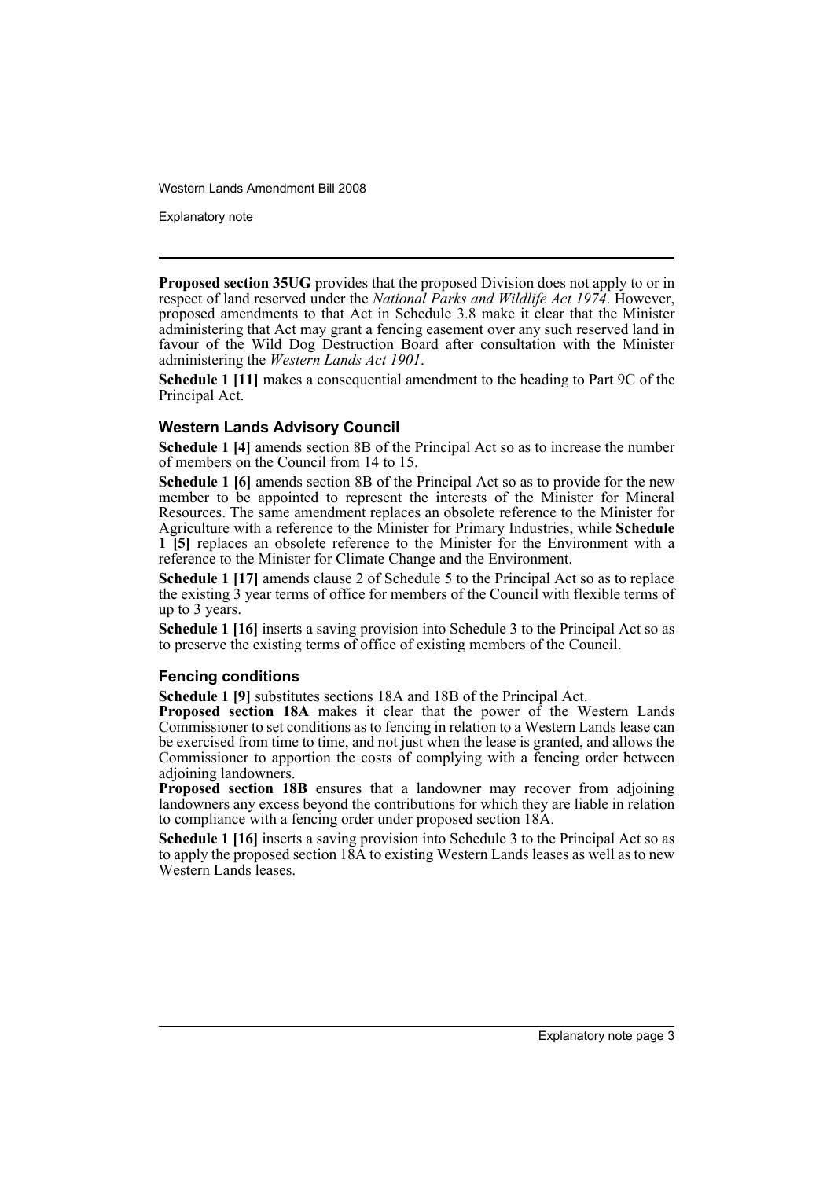**Proposed section 35UG** provides that the proposed Division does not apply to or in respect of land reserved under the *National Parks and Wildlife Act 1974*. However, proposed amendments to that Act in Schedule 3.8 make it clear that the Minister administering that Act may grant a fencing easement over any such reserved land in favour of the Wild Dog Destruction Board after consultation with the Minister administering the *Western Lands Act 1901*.

**Schedule 1 [11]** makes a consequential amendment to the heading to Part 9C of the Principal Act.

### Western Lands Advisory Council

**Schedule 1 [4]** amends section 8B of the Principal Act so as to increase the number of members on the Council from 14 to 15.

**Schedule 1 [6]** amends section 8B of the Principal Act so as to provide for the new member to be appointed to represent the interests of the Minister for Mineral Resources. The same amendment replaces an obsolete reference to the Minister for Agriculture with a reference to the Minister for Primary Industries, while **Schedule 1 [5]** replaces an obsolete reference to the Minister for the Environment with a reference to the Minister for Climate Change and the Environment.

**Schedule 1 [17]** amends clause 2 of Schedule 5 to the Principal Act so as to replace the existing 3 year terms of office for members of the Council with flexible terms of up to 3 years.

**Schedule 1 [16]** inserts a saving provision into Schedule 3 to the Principal Act so as to preserve the existing terms of office of existing members of the Council.

### Fencing conditions

**Schedule 1 [9]** substitutes sections 18A and 18B of the Principal Act.

**Proposed section 18A** makes it clear that the power of the Western Lands Commissioner to set conditions as to fencing in relation to a Western Lands lease can be exercised from time to time, and not just when the lease is granted, and allows the Commissioner to apportion the costs of complying with a fencing order between adjoining landowners.

**Proposed section 18B** ensures that a landowner may recover from adjoining landowners any excess beyond the contributions for which they are liable in relation to compliance with a fencing order under proposed section 18A.

**Schedule 1 [16]** inserts a saving provision into Schedule 3 to the Principal Act so as to apply the proposed section 18A to existing Western Lands leases as well as to new Western Lands leases.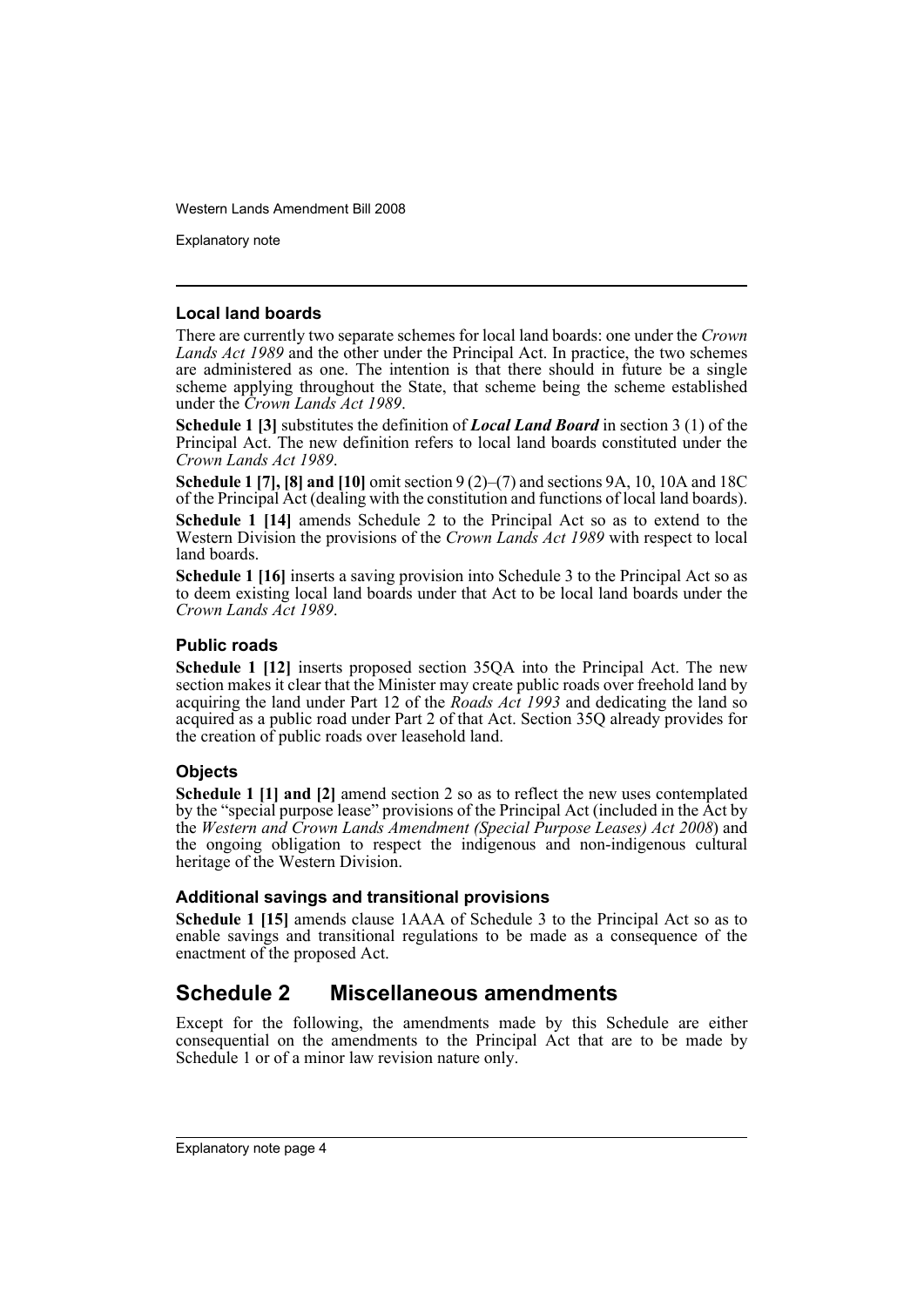### Local land boards

There are currently two separate schemes for local land boards: one under the *Crown Lands Act 1989* and the other under the Principal Act. In practice, the two schemes are administered as one. The intention is that there should in future be a single scheme applying throughout the State, that scheme being the scheme established under the *Crown Lands Act 1989*.

**Schedule 1 [3]** substitutes the definition of ***Local Land Board*** in section 3 (1) of the Principal Act. The new definition refers to local land boards constituted under the *Crown Lands Act 1989*.

**Schedule 1 [7], [8] and [10]** omit section 9 (2)–(7) and sections 9A, 10, 10A and 18C of the Principal Act (dealing with the constitution and functions of local land boards).

**Schedule 1 [14]** amends Schedule 2 to the Principal Act so as to extend to the Western Division the provisions of the *Crown Lands Act 1989* with respect to local land boards.

**Schedule 1 [16]** inserts a saving provision into Schedule 3 to the Principal Act so as to deem existing local land boards under that Act to be local land boards under the *Crown Lands Act 1989*.

### Public roads

**Schedule 1 [12]** inserts proposed section 35QA into the Principal Act. The new section makes it clear that the Minister may create public roads over freehold land by acquiring the land under Part 12 of the *Roads Act 1993* and dedicating the land so acquired as a public road under Part 2 of that Act. Section 35Q already provides for the creation of public roads over leasehold land.

### Objects

**Schedule 1 [1] and [2]** amend section 2 so as to reflect the new uses contemplated by the "special purpose lease" provisions of the Principal Act (included in the Act by the *Western and Crown Lands Amendment (Special Purpose Leases) Act 2008*) and the ongoing obligation to respect the indigenous and non-indigenous cultural heritage of the Western Division.

### Additional savings and transitional provisions

**Schedule 1 [15]** amends clause 1AAA of Schedule 3 to the Principal Act so as to enable savings and transitional regulations to be made as a consequence of the enactment of the proposed Act.

## Schedule 2 Miscellaneous amendments

Except for the following, the amendments made by this Schedule are either consequential on the amendments to the Principal Act that are to be made by Schedule 1 or of a minor law revision nature only.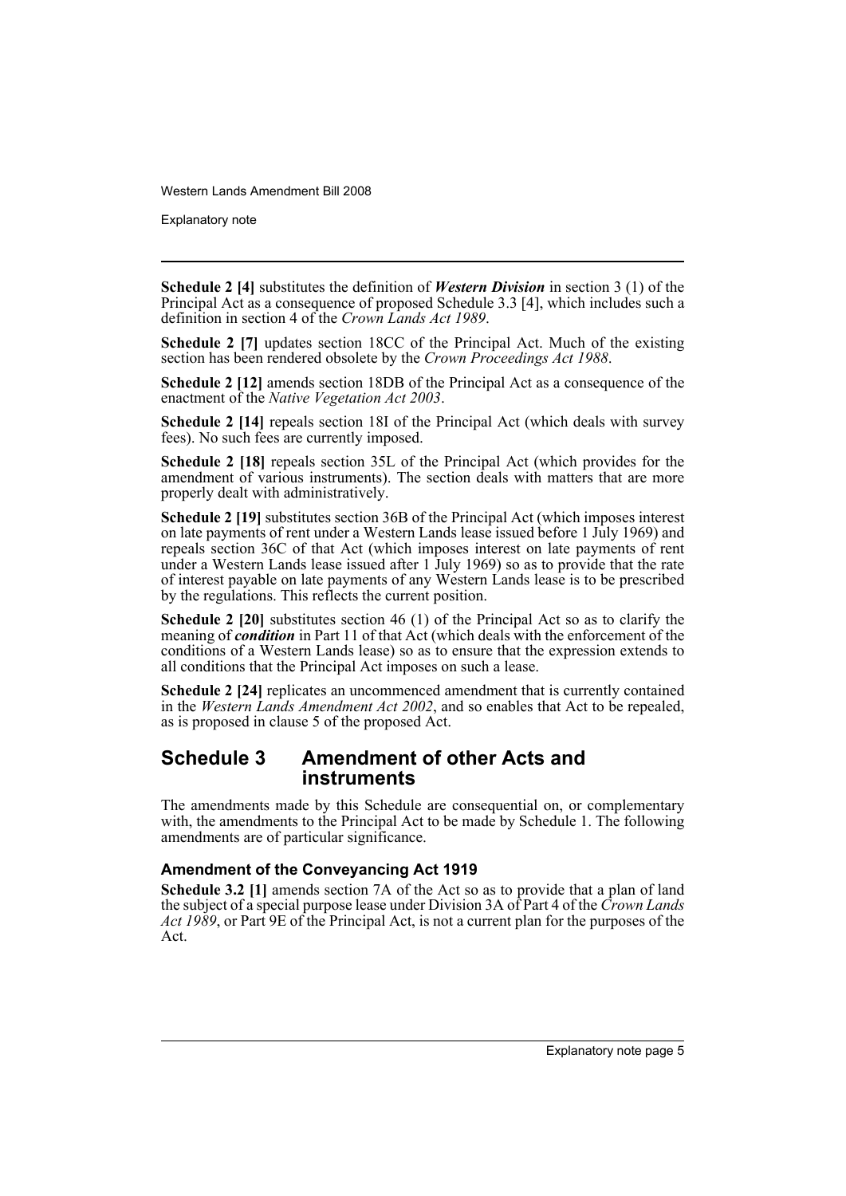**Schedule 2 [4]** substitutes the definition of ***Western Division*** in section 3 (1) of the Principal Act as a consequence of proposed Schedule 3.3 [4], which includes such a definition in section 4 of the *Crown Lands Act 1989*.

**Schedule 2 [7]** updates section 18CC of the Principal Act. Much of the existing section has been rendered obsolete by the *Crown Proceedings Act 1988*.

**Schedule 2 [12]** amends section 18DB of the Principal Act as a consequence of the enactment of the *Native Vegetation Act 2003*.

**Schedule 2 [14]** repeals section 18I of the Principal Act (which deals with survey fees). No such fees are currently imposed.

**Schedule 2 [18]** repeals section 35L of the Principal Act (which provides for the amendment of various instruments). The section deals with matters that are more properly dealt with administratively.

**Schedule 2 [19]** substitutes section 36B of the Principal Act (which imposes interest on late payments of rent under a Western Lands lease issued before 1 July 1969) and repeals section 36C of that Act (which imposes interest on late payments of rent under a Western Lands lease issued after 1 July 1969) so as to provide that the rate of interest payable on late payments of any Western Lands lease is to be prescribed by the regulations. This reflects the current position.

**Schedule 2 [20]** substitutes section 46 (1) of the Principal Act so as to clarify the meaning of ***condition*** in Part 11 of that Act (which deals with the enforcement of the conditions of a Western Lands lease) so as to ensure that the expression extends to all conditions that the Principal Act imposes on such a lease.

**Schedule 2 [24]** replicates an uncommenced amendment that is currently contained in the *Western Lands Amendment Act 2002*, and so enables that Act to be repealed, as is proposed in clause 5 of the proposed Act.

## Schedule 3 Amendment of other Acts and instruments

The amendments made by this Schedule are consequential on, or complementary with, the amendments to the Principal Act to be made by Schedule 1. The following amendments are of particular significance.

### Amendment of the Conveyancing Act 1919

**Schedule 3.2 [1]** amends section 7A of the Act so as to provide that a plan of land the subject of a special purpose lease under Division 3A of Part 4 of the *Crown Lands Act 1989*, or Part 9E of the Principal Act, is not a current plan for the purposes of the Act.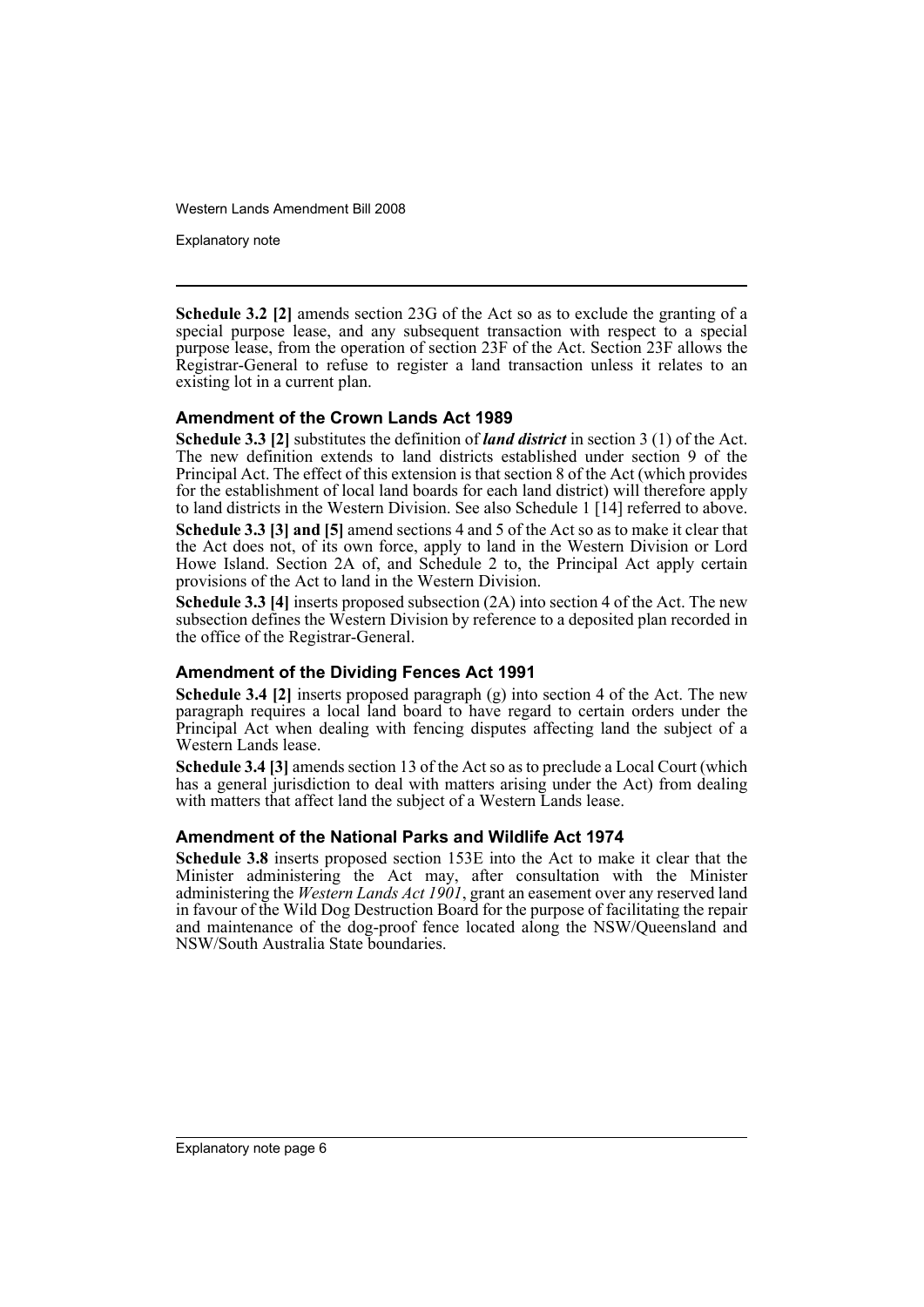**Schedule 3.2 [2]** amends section 23G of the Act so as to exclude the granting of a special purpose lease, and any subsequent transaction with respect to a special purpose lease, from the operation of section 23F of the Act. Section 23F allows the Registrar-General to refuse to register a land transaction unless it relates to an existing lot in a current plan.

### Amendment of the Crown Lands Act 1989

**Schedule 3.3 [2]** substitutes the definition of ***land district*** in section 3 (1) of the Act. The new definition extends to land districts established under section 9 of the Principal Act. The effect of this extension is that section 8 of the Act (which provides for the establishment of local land boards for each land district) will therefore apply to land districts in the Western Division. See also Schedule 1 [14] referred to above.

**Schedule 3.3 [3] and [5]** amend sections 4 and 5 of the Act so as to make it clear that the Act does not, of its own force, apply to land in the Western Division or Lord Howe Island. Section 2A of, and Schedule 2 to, the Principal Act apply certain provisions of the Act to land in the Western Division.

**Schedule 3.3 [4]** inserts proposed subsection (2A) into section 4 of the Act. The new subsection defines the Western Division by reference to a deposited plan recorded in the office of the Registrar-General.

### Amendment of the Dividing Fences Act 1991

**Schedule 3.4 [2]** inserts proposed paragraph (g) into section 4 of the Act. The new paragraph requires a local land board to have regard to certain orders under the Principal Act when dealing with fencing disputes affecting land the subject of a Western Lands lease.

**Schedule 3.4 [3]** amends section 13 of the Act so as to preclude a Local Court (which has a general jurisdiction to deal with matters arising under the Act) from dealing with matters that affect land the subject of a Western Lands lease.

### Amendment of the National Parks and Wildlife Act 1974

**Schedule 3.8** inserts proposed section 153E into the Act to make it clear that the Minister administering the Act may, after consultation with the Minister administering the *Western Lands Act 1901*, grant an easement over any reserved land in favour of the Wild Dog Destruction Board for the purpose of facilitating the repair and maintenance of the dog-proof fence located along the NSW/Queensland and NSW/South Australia State boundaries.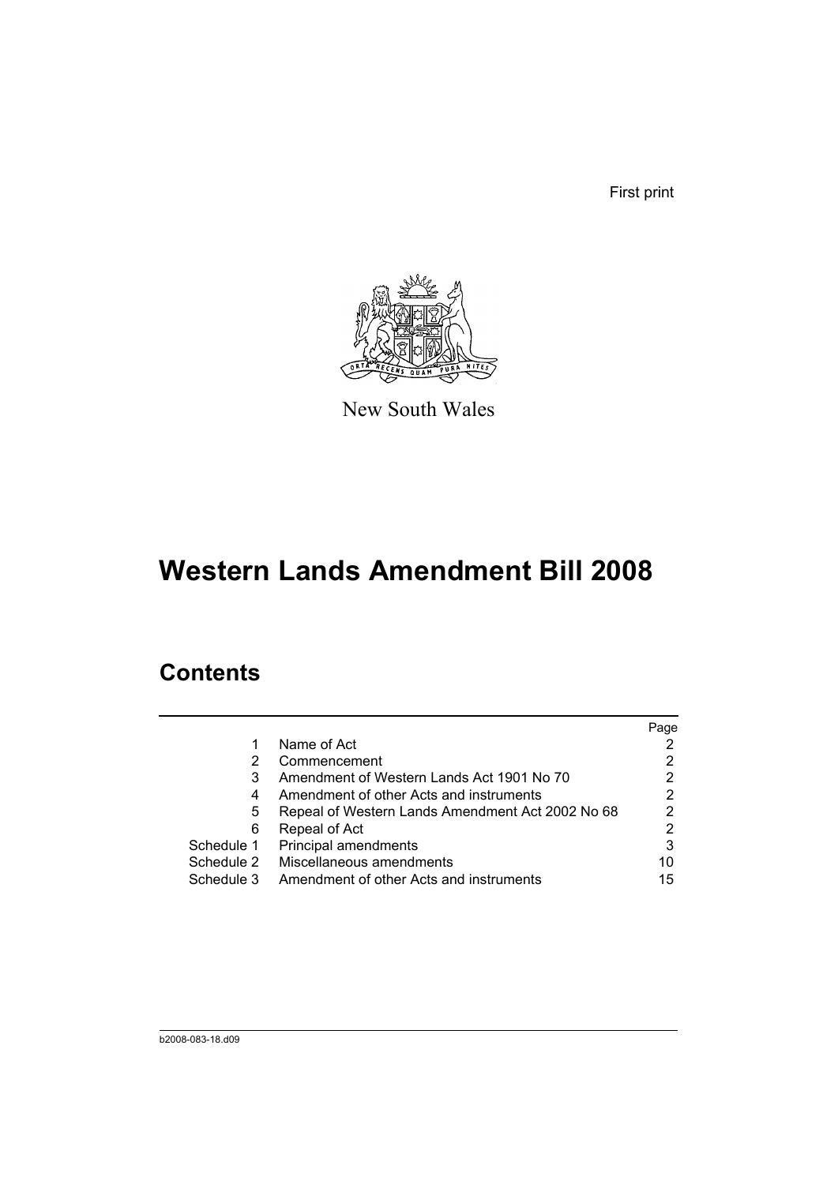First print

New South Wales

# Western Lands Amendment Bill 2008

## Contents

| | | Page |
|---|---|---|
| 1 | Name of Act | 2 |
| 2 | Commencement | 2 |
| 3 | Amendment of Western Lands Act 1901 No 70 | 2 |
| 4 | Amendment of other Acts and instruments | 2 |
| 5 | Repeal of Western Lands Amendment Act 2002 No 68 | 2 |
| 6 | Repeal of Act | 2 |
| Schedule 1 | Principal amendments | 3 |
| Schedule 2 | Miscellaneous amendments | 10 |
| Schedule 3 | Amendment of other Acts and instruments | 15 |

b2008-083-18.d09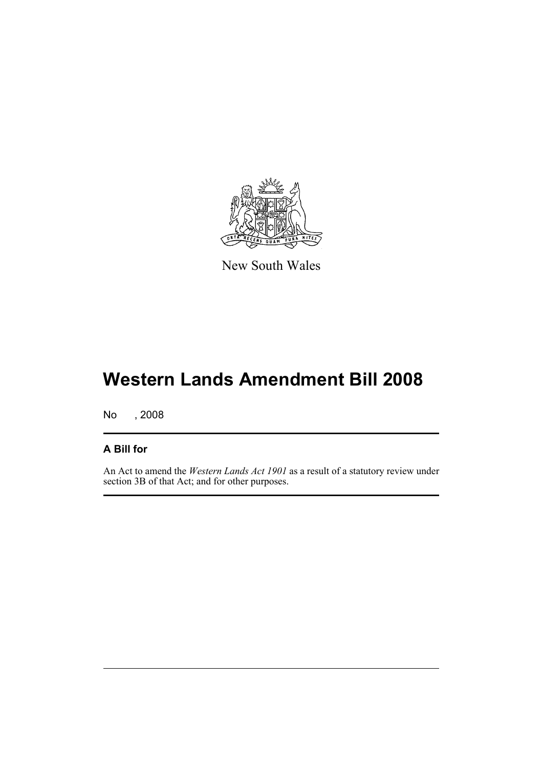New South Wales

# Western Lands Amendment Bill 2008

No , 2008

## A Bill for

An Act to amend the *Western Lands Act 1901* as a result of a statutory review under section 3B of that Act; and for other purposes.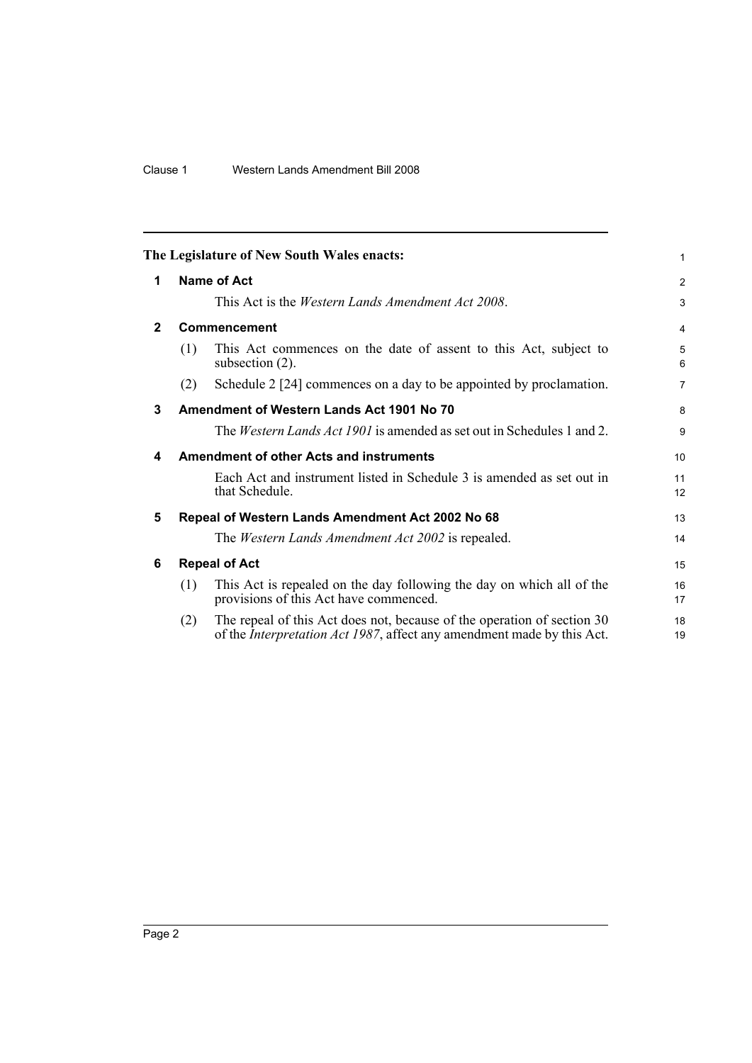**The Legislature of New South Wales enacts:**

## 1 Name of Act

This Act is the *Western Lands Amendment Act 2008*.

## 2 Commencement

(1) This Act commences on the date of assent to this Act, subject to subsection (2).

(2) Schedule 2 [24] commences on a day to be appointed by proclamation.

## 3 Amendment of Western Lands Act 1901 No 70

The *Western Lands Act 1901* is amended as set out in Schedules 1 and 2.

## 4 Amendment of other Acts and instruments

Each Act and instrument listed in Schedule 3 is amended as set out in that Schedule.

## 5 Repeal of Western Lands Amendment Act 2002 No 68

The *Western Lands Amendment Act 2002* is repealed.

## 6 Repeal of Act

(1) This Act is repealed on the day following the day on which all of the provisions of this Act have commenced.

(2) The repeal of this Act does not, because of the operation of section 30 of the *Interpretation Act 1987*, affect any amendment made by this Act.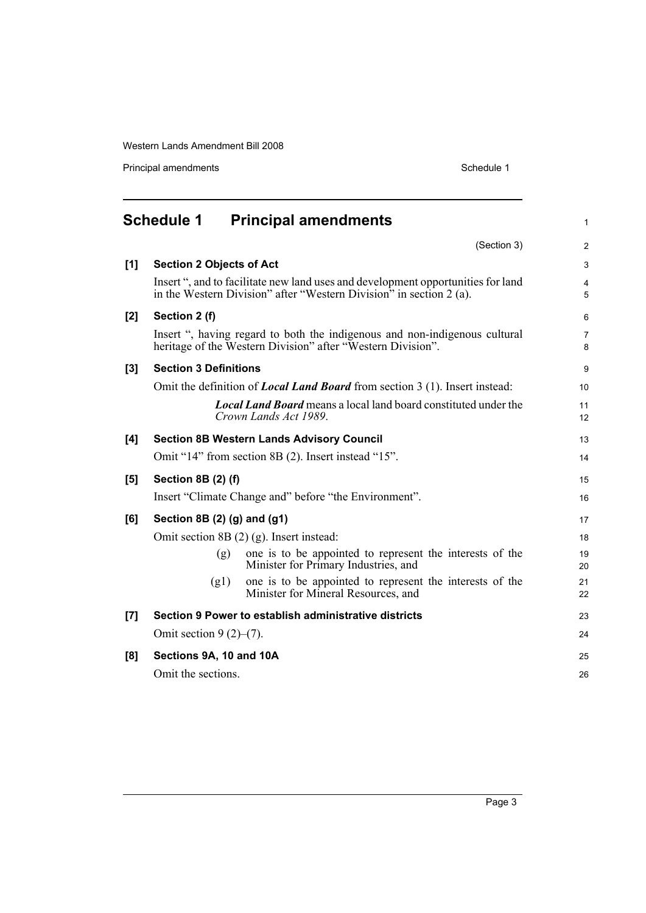# Schedule 1 Principal amendments

(Section 3)

**[1] Section 2 Objects of Act**

Insert ", and to facilitate new land uses and development opportunities for land in the Western Division" after "Western Division" in section 2 (a).

**[2] Section 2 (f)**

Insert ", having regard to both the indigenous and non-indigenous cultural heritage of the Western Division" after "Western Division".

**[3] Section 3 Definitions**

Omit the definition of ***Local Land Board*** from section 3 (1). Insert instead:

> ***Local Land Board*** means a local land board constituted under the *Crown Lands Act 1989*.

**[4] Section 8B Western Lands Advisory Council**

Omit "14" from section 8B (2). Insert instead "15".

**[5] Section 8B (2) (f)**

Insert "Climate Change and" before "the Environment".

**[6] Section 8B (2) (g) and (g1)**

Omit section 8B (2) (g). Insert instead:

> (g) one is to be appointed to represent the interests of the Minister for Primary Industries, and
>
> (g1) one is to be appointed to represent the interests of the Minister for Mineral Resources, and

**[7] Section 9 Power to establish administrative districts**

Omit section 9 (2)–(7).

**[8] Sections 9A, 10 and 10A**

Omit the sections.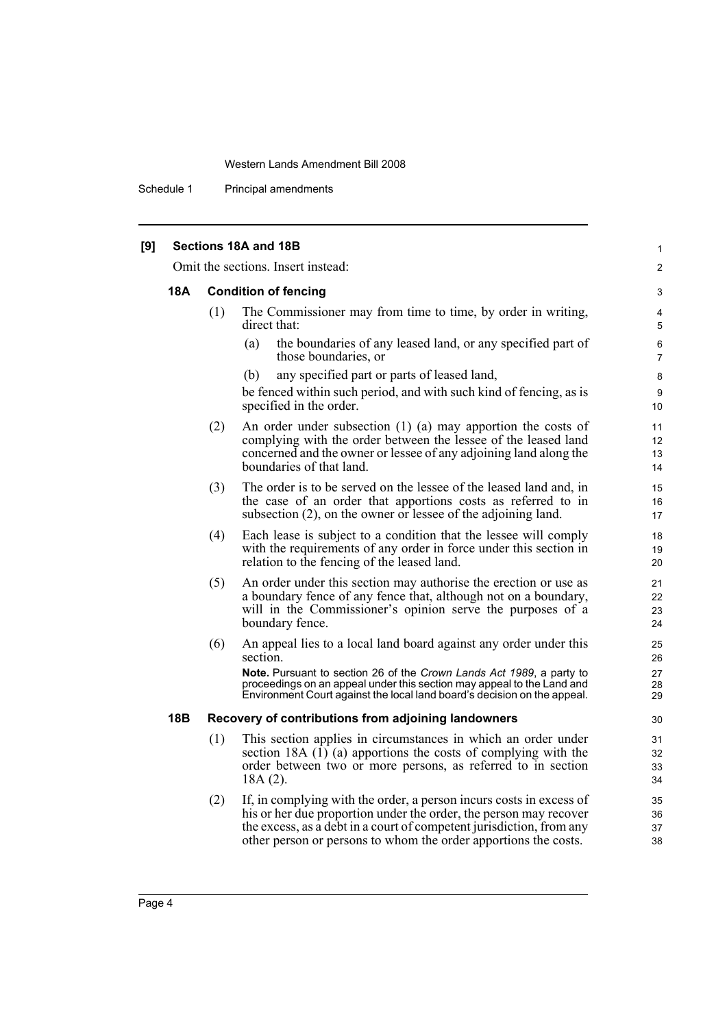**[9] Sections 18A and 18B**

Omit the sections. Insert instead:

**18A Condition of fencing**

(1) The Commissioner may from time to time, by order in writing, direct that:

(a) the boundaries of any leased land, or any specified part of those boundaries, or

(b) any specified part or parts of leased land,

be fenced within such period, and with such kind of fencing, as is specified in the order.

(2) An order under subsection (1) (a) may apportion the costs of complying with the order between the lessee of the leased land concerned and the owner or lessee of any adjoining land along the boundaries of that land.

(3) The order is to be served on the lessee of the leased land and, in the case of an order that apportions costs as referred to in subsection (2), on the owner or lessee of the adjoining land.

(4) Each lease is subject to a condition that the lessee will comply with the requirements of any order in force under this section in relation to the fencing of the leased land.

(5) An order under this section may authorise the erection or use as a boundary fence of any fence that, although not on a boundary, will in the Commissioner's opinion serve the purposes of a boundary fence.

(6) An appeal lies to a local land board against any order under this section.

**Note.** Pursuant to section 26 of the *Crown Lands Act 1989*, a party to proceedings on an appeal under this section may appeal to the Land and Environment Court against the local land board's decision on the appeal.

**18B Recovery of contributions from adjoining landowners**

(1) This section applies in circumstances in which an order under section 18A (1) (a) apportions the costs of complying with the order between two or more persons, as referred to in section 18A (2).

(2) If, in complying with the order, a person incurs costs in excess of his or her due proportion under the order, the person may recover the excess, as a debt in a court of competent jurisdiction, from any other person or persons to whom the order apportions the costs.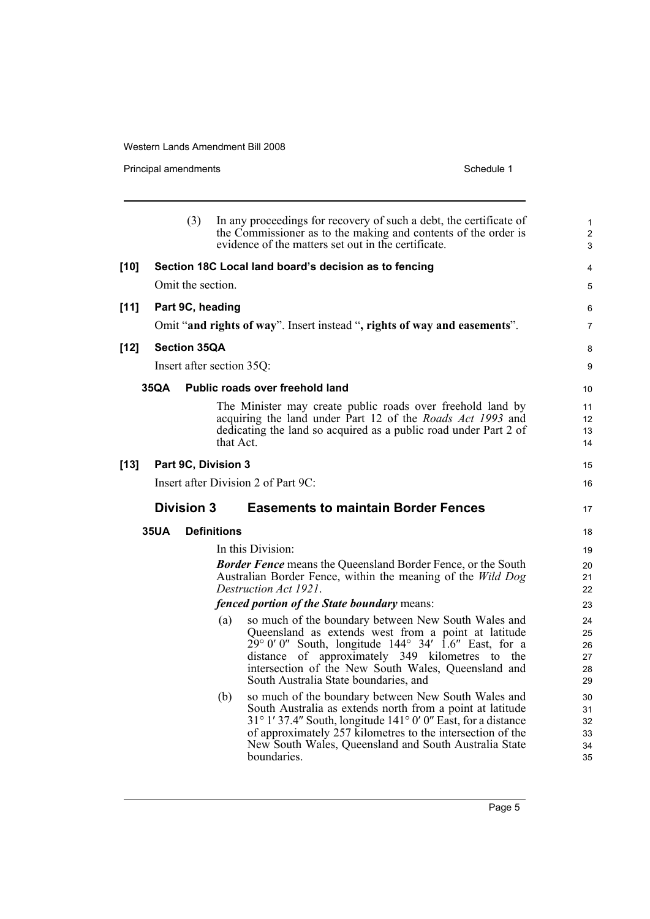(3) In any proceedings for recovery of such a debt, the certificate of the Commissioner as to the making and contents of the order is evidence of the matters set out in the certificate.

**[10] Section 18C Local land board's decision as to fencing**

Omit the section.

**[11] Part 9C, heading**

Omit "**and rights of way**". Insert instead "**, rights of way and easements**".

**[12] Section 35QA**

Insert after section 35Q:

**35QA Public roads over freehold land**

The Minister may create public roads over freehold land by acquiring the land under Part 12 of the *Roads Act 1993* and dedicating the land so acquired as a public road under Part 2 of that Act.

**[13] Part 9C, Division 3**

Insert after Division 2 of Part 9C:

## Division 3 Easements to maintain Border Fences

**35UA Definitions**

In this Division:

***Border Fence*** means the Queensland Border Fence, or the South Australian Border Fence, within the meaning of the *Wild Dog Destruction Act 1921*.

***fenced portion of the State boundary*** means:

(a) so much of the boundary between New South Wales and Queensland as extends west from a point at latitude 29° 0′ 0″ South, longitude 144° 34′ 1.6″ East, for a distance of approximately 349 kilometres to the intersection of the New South Wales, Queensland and South Australia State boundaries, and

(b) so much of the boundary between New South Wales and South Australia as extends north from a point at latitude 31° 1′ 37.4″ South, longitude 141° 0′ 0″ East, for a distance of approximately 257 kilometres to the intersection of the New South Wales, Queensland and South Australia State boundaries.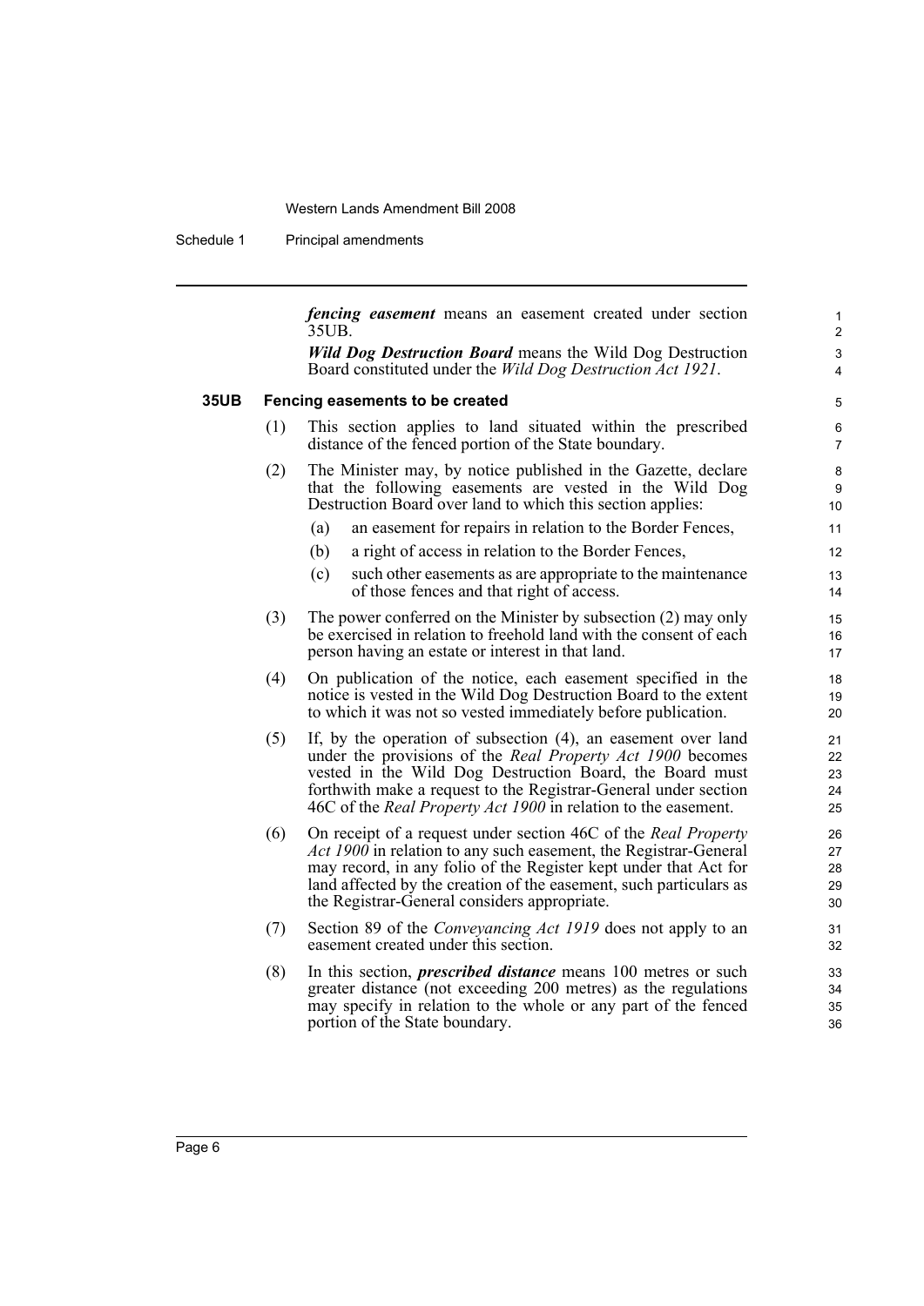***fencing easement*** means an easement created under section 35UB.

***Wild Dog Destruction Board*** means the Wild Dog Destruction Board constituted under the *Wild Dog Destruction Act 1921*.

**35UB Fencing easements to be created**

(1) This section applies to land situated within the prescribed distance of the fenced portion of the State boundary.

(2) The Minister may, by notice published in the Gazette, declare that the following easements are vested in the Wild Dog Destruction Board over land to which this section applies:

- (a) an easement for repairs in relation to the Border Fences,
- (b) a right of access in relation to the Border Fences,
- (c) such other easements as are appropriate to the maintenance of those fences and that right of access.

(3) The power conferred on the Minister by subsection (2) may only be exercised in relation to freehold land with the consent of each person having an estate or interest in that land.

(4) On publication of the notice, each easement specified in the notice is vested in the Wild Dog Destruction Board to the extent to which it was not so vested immediately before publication.

(5) If, by the operation of subsection (4), an easement over land under the provisions of the *Real Property Act 1900* becomes vested in the Wild Dog Destruction Board, the Board must forthwith make a request to the Registrar-General under section 46C of the *Real Property Act 1900* in relation to the easement.

(6) On receipt of a request under section 46C of the *Real Property Act 1900* in relation to any such easement, the Registrar-General may record, in any folio of the Register kept under that Act for land affected by the creation of the easement, such particulars as the Registrar-General considers appropriate.

(7) Section 89 of the *Conveyancing Act 1919* does not apply to an easement created under this section.

(8) In this section, ***prescribed distance*** means 100 metres or such greater distance (not exceeding 200 metres) as the regulations may specify in relation to the whole or any part of the fenced portion of the State boundary.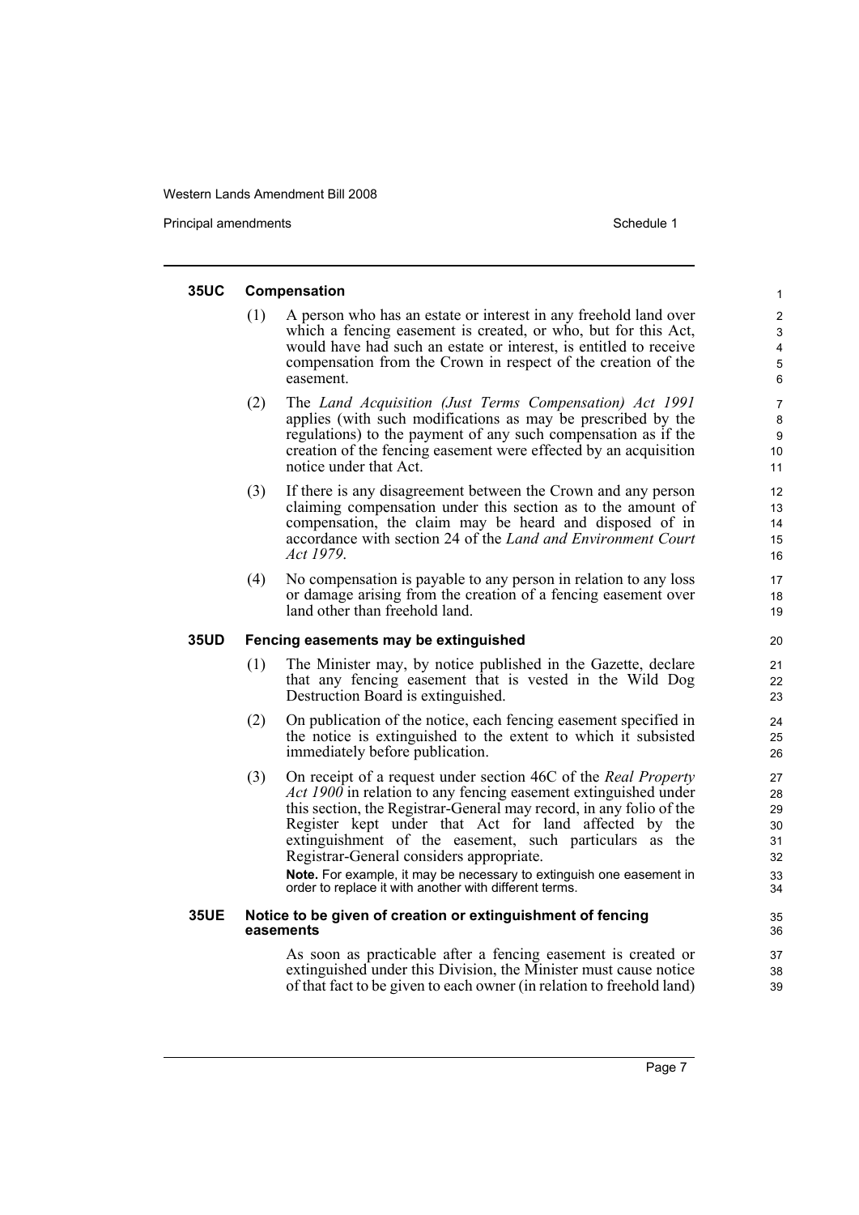#### 35UC Compensation

(1) A person who has an estate or interest in any freehold land over which a fencing easement is created, or who, but for this Act, would have had such an estate or interest, is entitled to receive compensation from the Crown in respect of the creation of the easement.

(2) The *Land Acquisition (Just Terms Compensation) Act 1991* applies (with such modifications as may be prescribed by the regulations) to the payment of any such compensation as if the creation of the fencing easement were effected by an acquisition notice under that Act.

(3) If there is any disagreement between the Crown and any person claiming compensation under this section as to the amount of compensation, the claim may be heard and disposed of in accordance with section 24 of the *Land and Environment Court Act 1979*.

(4) No compensation is payable to any person in relation to any loss or damage arising from the creation of a fencing easement over land other than freehold land.

#### 35UD Fencing easements may be extinguished

(1) The Minister may, by notice published in the Gazette, declare that any fencing easement that is vested in the Wild Dog Destruction Board is extinguished.

(2) On publication of the notice, each fencing easement specified in the notice is extinguished to the extent to which it subsisted immediately before publication.

(3) On receipt of a request under section 46C of the *Real Property Act 1900* in relation to any fencing easement extinguished under this section, the Registrar-General may record, in any folio of the Register kept under that Act for land affected by the extinguishment of the easement, such particulars as the Registrar-General considers appropriate.

**Note.** For example, it may be necessary to extinguish one easement in order to replace it with another with different terms.

#### 35UE Notice to be given of creation or extinguishment of fencing easements

As soon as practicable after a fencing easement is created or extinguished under this Division, the Minister must cause notice of that fact to be given to each owner (in relation to freehold land)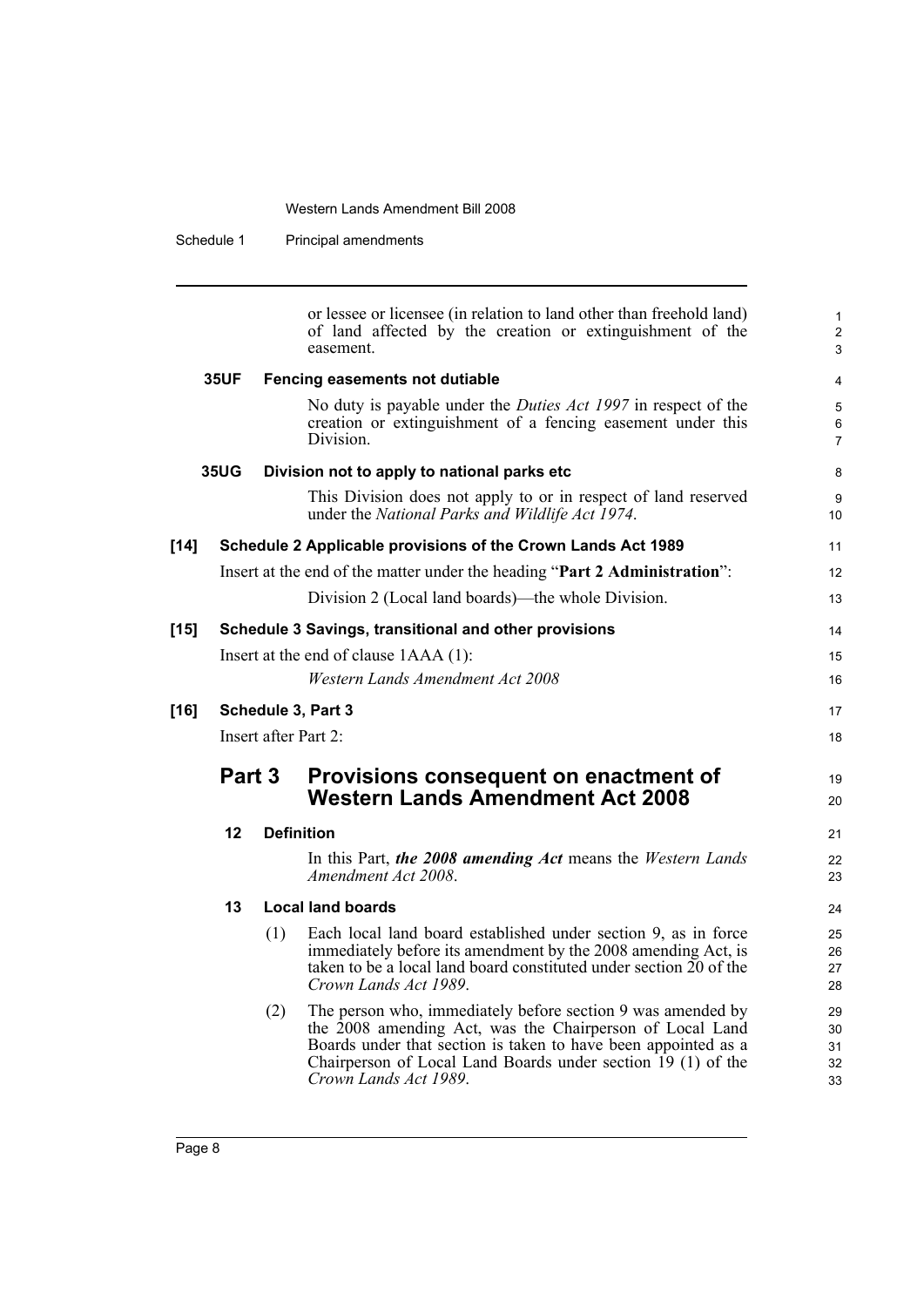or lessee or licensee (in relation to land other than freehold land) of land affected by the creation or extinguishment of the easement.

**35UF Fencing easements not dutiable**

No duty is payable under the *Duties Act 1997* in respect of the creation or extinguishment of a fencing easement under this Division.

**35UG Division not to apply to national parks etc**

This Division does not apply to or in respect of land reserved under the *National Parks and Wildlife Act 1974*.

**[14] Schedule 2 Applicable provisions of the Crown Lands Act 1989**

Insert at the end of the matter under the heading "**Part 2 Administration**":

Division 2 (Local land boards)—the whole Division.

**[15] Schedule 3 Savings, transitional and other provisions**

Insert at the end of clause 1AAA (1):

*Western Lands Amendment Act 2008*

**[16] Schedule 3, Part 3**

Insert after Part 2:

## Part 3 Provisions consequent on enactment of Western Lands Amendment Act 2008

**12 Definition**

In this Part, ***the 2008 amending Act*** means the *Western Lands Amendment Act 2008*.

**13 Local land boards**

(1) Each local land board established under section 9, as in force immediately before its amendment by the 2008 amending Act, is taken to be a local land board constituted under section 20 of the *Crown Lands Act 1989*.

(2) The person who, immediately before section 9 was amended by the 2008 amending Act, was the Chairperson of Local Land Boards under that section is taken to have been appointed as a Chairperson of Local Land Boards under section 19 (1) of the *Crown Lands Act 1989*.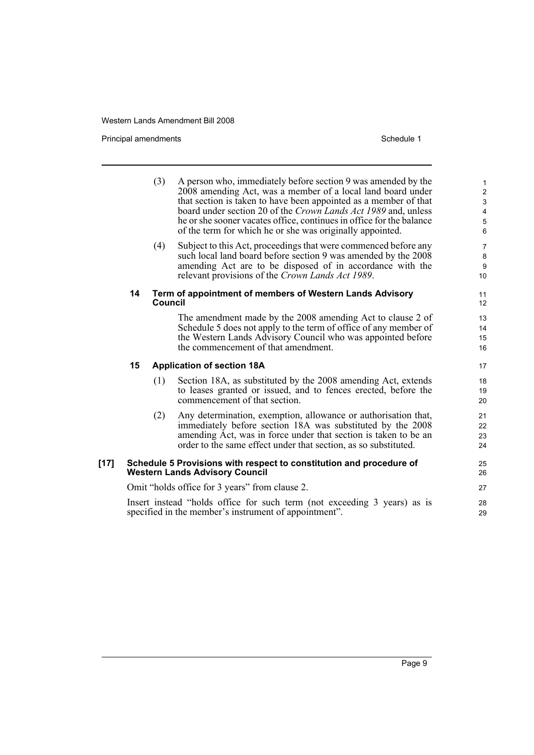(3) A person who, immediately before section 9 was amended by the 2008 amending Act, was a member of a local land board under that section is taken to have been appointed as a member of that board under section 20 of the *Crown Lands Act 1989* and, unless he or she sooner vacates office, continues in office for the balance of the term for which he or she was originally appointed.

(4) Subject to this Act, proceedings that were commenced before any such local land board before section 9 was amended by the 2008 amending Act are to be disposed of in accordance with the relevant provisions of the *Crown Lands Act 1989*.

#### 14 Term of appointment of members of Western Lands Advisory Council

The amendment made by the 2008 amending Act to clause 2 of Schedule 5 does not apply to the term of office of any member of the Western Lands Advisory Council who was appointed before the commencement of that amendment.

#### 15 Application of section 18A

(1) Section 18A, as substituted by the 2008 amending Act, extends to leases granted or issued, and to fences erected, before the commencement of that section.

(2) Any determination, exemption, allowance or authorisation that, immediately before section 18A was substituted by the 2008 amending Act, was in force under that section is taken to be an order to the same effect under that section, as so substituted.

### [17] Schedule 5 Provisions with respect to constitution and procedure of Western Lands Advisory Council

Omit "holds office for 3 years" from clause 2.

Insert instead "holds office for such term (not exceeding 3 years) as is specified in the member's instrument of appointment".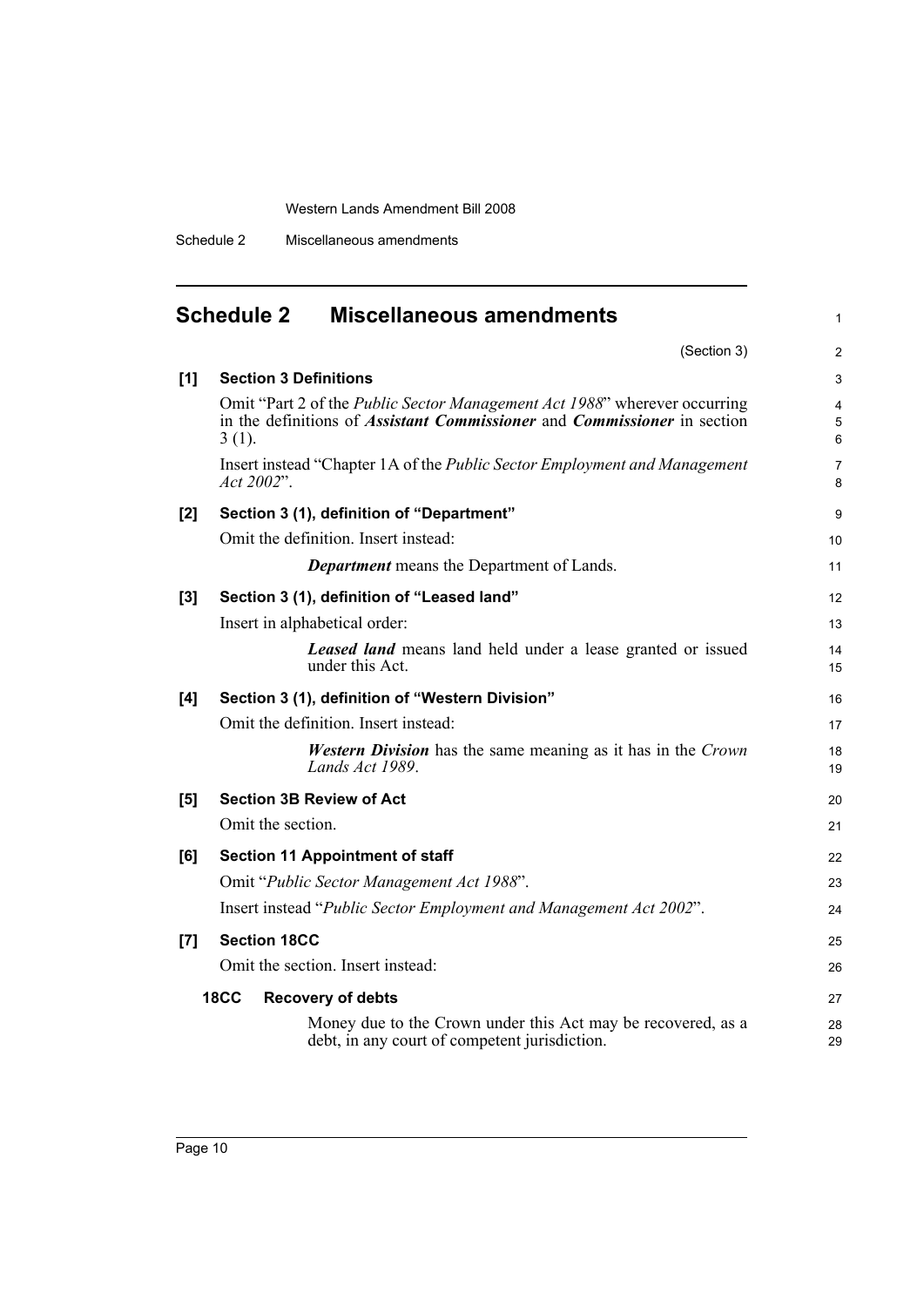## Schedule 2 Miscellaneous amendments

(Section 3)

**[1] Section 3 Definitions**

Omit "Part 2 of the *Public Sector Management Act 1988*" wherever occurring in the definitions of ***Assistant Commissioner*** and ***Commissioner*** in section 3 (1).

Insert instead "Chapter 1A of the *Public Sector Employment and Management Act 2002*".

**[2] Section 3 (1), definition of "Department"**

Omit the definition. Insert instead:

> ***Department*** means the Department of Lands.

**[3] Section 3 (1), definition of "Leased land"**

Insert in alphabetical order:

> ***Leased land*** means land held under a lease granted or issued under this Act.

**[4] Section 3 (1), definition of "Western Division"**

Omit the definition. Insert instead:

> ***Western Division*** has the same meaning as it has in the *Crown Lands Act 1989*.

**[5] Section 3B Review of Act**

Omit the section.

**[6] Section 11 Appointment of staff**

Omit "*Public Sector Management Act 1988*".

Insert instead "*Public Sector Employment and Management Act 2002*".

**[7] Section 18CC**

Omit the section. Insert instead:

**18CC Recovery of debts**

> Money due to the Crown under this Act may be recovered, as a debt, in any court of competent jurisdiction.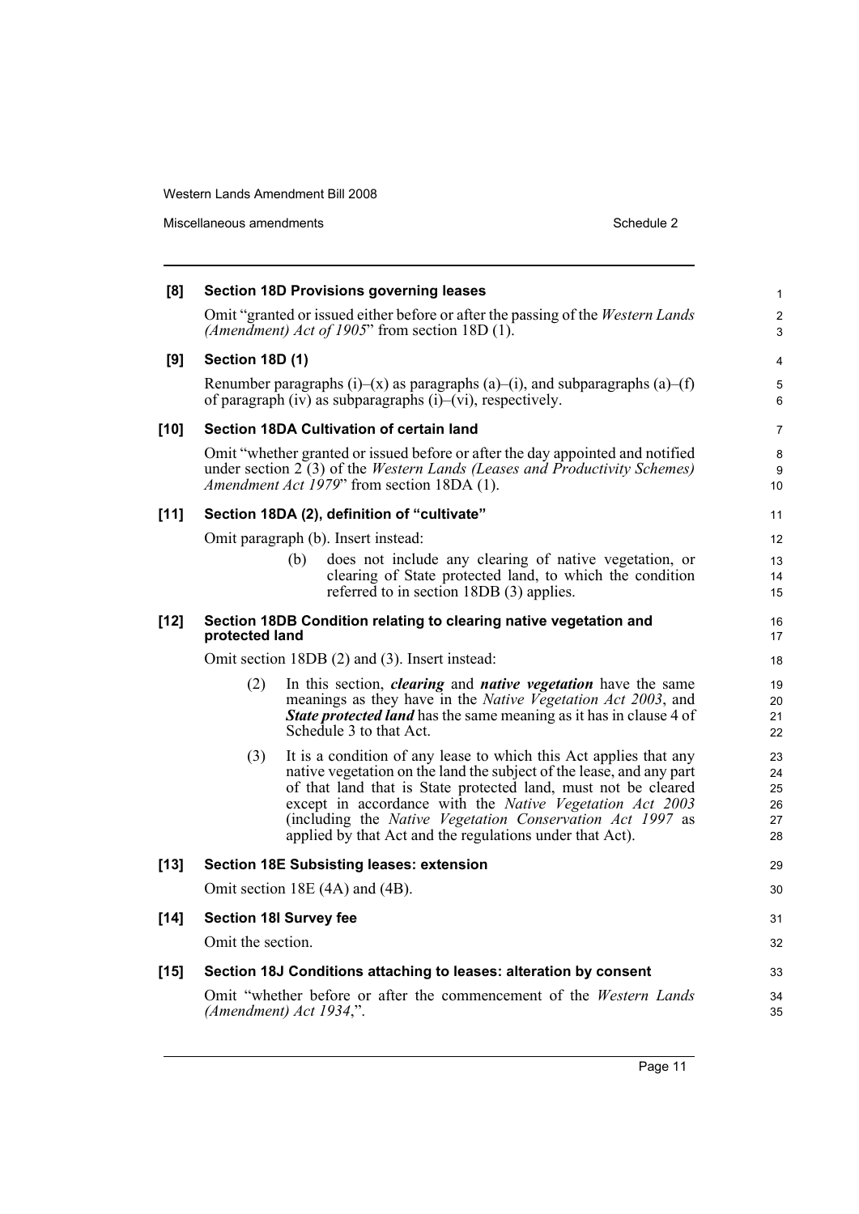**[8] Section 18D Provisions governing leases**

Omit "granted or issued either before or after the passing of the *Western Lands (Amendment) Act of 1905*" from section 18D (1).

**[9] Section 18D (1)**

Renumber paragraphs (i)–(x) as paragraphs (a)–(i), and subparagraphs (a)–(f) of paragraph (iv) as subparagraphs (i)–(vi), respectively.

**[10] Section 18DA Cultivation of certain land**

Omit "whether granted or issued before or after the day appointed and notified under section 2 (3) of the *Western Lands (Leases and Productivity Schemes) Amendment Act 1979*" from section 18DA (1).

**[11] Section 18DA (2), definition of "cultivate"**

Omit paragraph (b). Insert instead:

> (b) does not include any clearing of native vegetation, or clearing of State protected land, to which the condition referred to in section 18DB (3) applies.

**[12] Section 18DB Condition relating to clearing native vegetation and protected land**

Omit section 18DB (2) and (3). Insert instead:

> (2) In this section, ***clearing*** and ***native vegetation*** have the same meanings as they have in the *Native Vegetation Act 2003*, and ***State protected land*** has the same meaning as it has in clause 4 of Schedule 3 to that Act.
>
> (3) It is a condition of any lease to which this Act applies that any native vegetation on the land the subject of the lease, and any part of that land that is State protected land, must not be cleared except in accordance with the *Native Vegetation Act 2003* (including the *Native Vegetation Conservation Act 1997* as applied by that Act and the regulations under that Act).

**[13] Section 18E Subsisting leases: extension**

Omit section 18E (4A) and (4B).

**[14] Section 18I Survey fee**

Omit the section.

**[15] Section 18J Conditions attaching to leases: alteration by consent**

Omit "whether before or after the commencement of the *Western Lands (Amendment) Act 1934*,".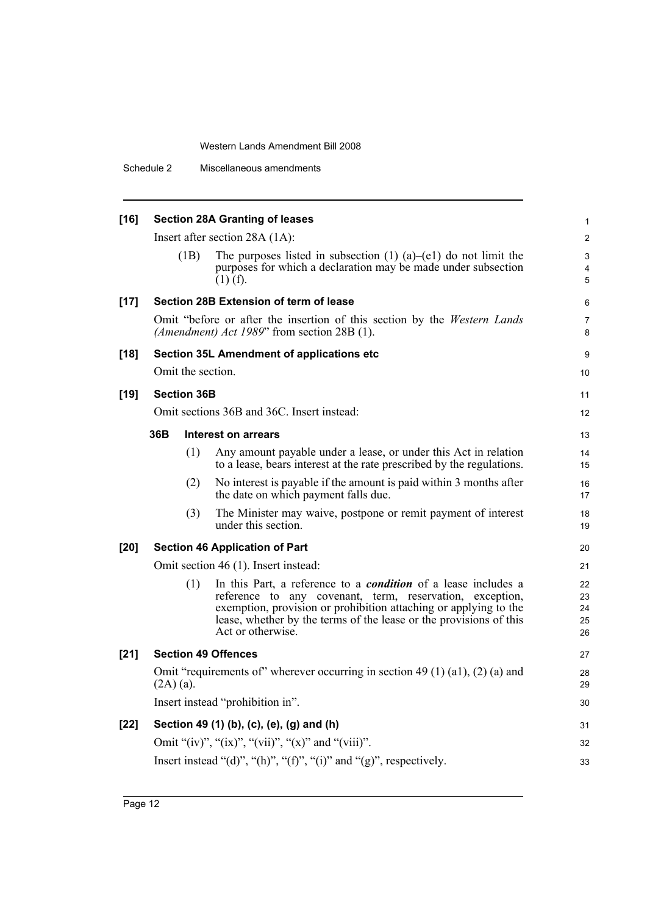**[16] Section 28A Granting of leases**

Insert after section 28A (1A):

(1B) The purposes listed in subsection (1) (a)–(e1) do not limit the purposes for which a declaration may be made under subsection (1) (f).

**[17] Section 28B Extension of term of lease**

Omit "before or after the insertion of this section by the *Western Lands (Amendment) Act 1989*" from section 28B (1).

**[18] Section 35L Amendment of applications etc**

Omit the section.

**[19] Section 36B**

Omit sections 36B and 36C. Insert instead:

**36B Interest on arrears**

(1) Any amount payable under a lease, or under this Act in relation to a lease, bears interest at the rate prescribed by the regulations.

(2) No interest is payable if the amount is paid within 3 months after the date on which payment falls due.

(3) The Minister may waive, postpone or remit payment of interest under this section.

**[20] Section 46 Application of Part**

Omit section 46 (1). Insert instead:

(1) In this Part, a reference to a ***condition*** of a lease includes a reference to any covenant, term, reservation, exception, exemption, provision or prohibition attaching or applying to the lease, whether by the terms of the lease or the provisions of this Act or otherwise.

**[21] Section 49 Offences**

Omit "requirements of" wherever occurring in section 49 (1) (a1), (2) (a) and (2A) (a).

Insert instead "prohibition in".

**[22] Section 49 (1) (b), (c), (e), (g) and (h)**

Omit "(iv)", "(ix)", "(vii)", "(x)" and "(viii)".

Insert instead "(d)", "(h)", "(f)", "(i)" and "(g)", respectively.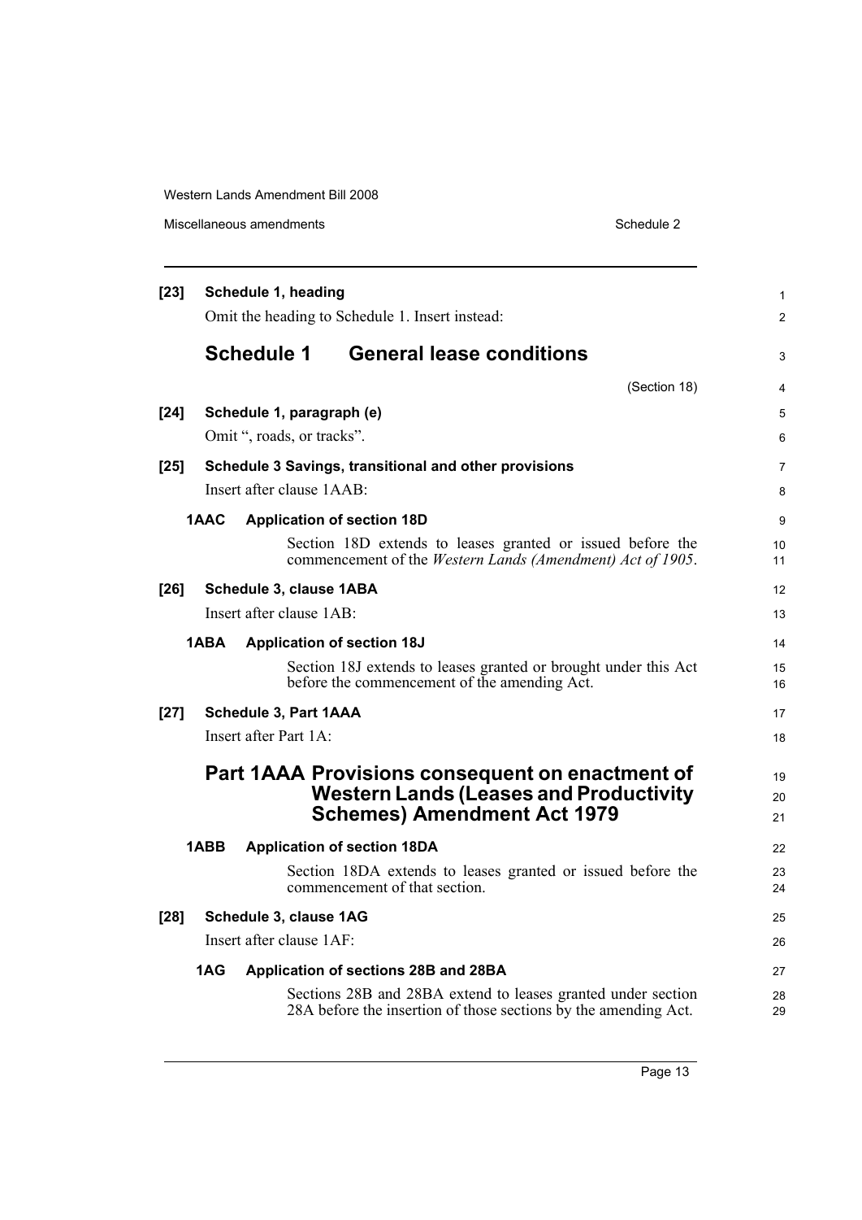**[23] Schedule 1, heading**

Omit the heading to Schedule 1. Insert instead:

## Schedule 1 General lease conditions

(Section 18)

**[24] Schedule 1, paragraph (e)**

Omit ", roads, or tracks".

**[25] Schedule 3 Savings, transitional and other provisions**

Insert after clause 1AAB:

**1AAC Application of section 18D**

Section 18D extends to leases granted or issued before the commencement of the *Western Lands (Amendment) Act of 1905*.

**[26] Schedule 3, clause 1ABA**

Insert after clause 1AB:

**1ABA Application of section 18J**

Section 18J extends to leases granted or brought under this Act before the commencement of the amending Act.

**[27] Schedule 3, Part 1AAA**

Insert after Part 1A:

## Part 1AAA Provisions consequent on enactment of Western Lands (Leases and Productivity Schemes) Amendment Act 1979

**1ABB Application of section 18DA**

Section 18DA extends to leases granted or issued before the commencement of that section.

**[28] Schedule 3, clause 1AG**

Insert after clause 1AF:

**1AG Application of sections 28B and 28BA**

Sections 28B and 28BA extend to leases granted under section 28A before the insertion of those sections by the amending Act.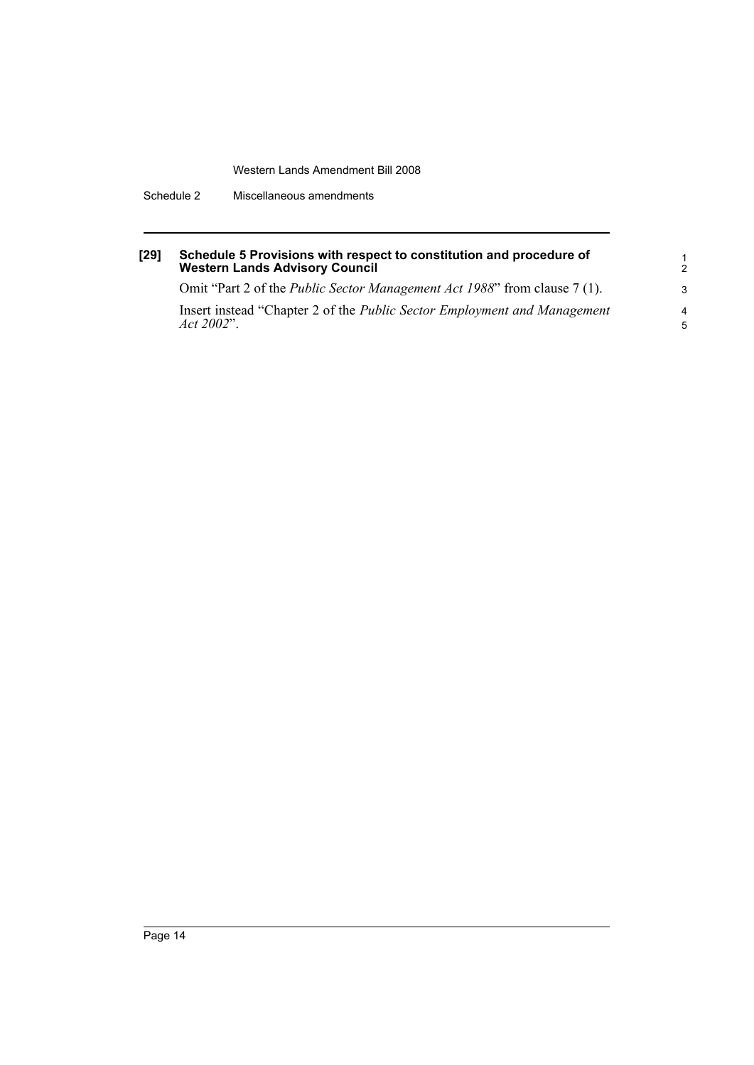**[29] Schedule 5 Provisions with respect to constitution and procedure of Western Lands Advisory Council**

Omit "Part 2 of the *Public Sector Management Act 1988*" from clause 7 (1).

Insert instead "Chapter 2 of the *Public Sector Employment and Management Act 2002*".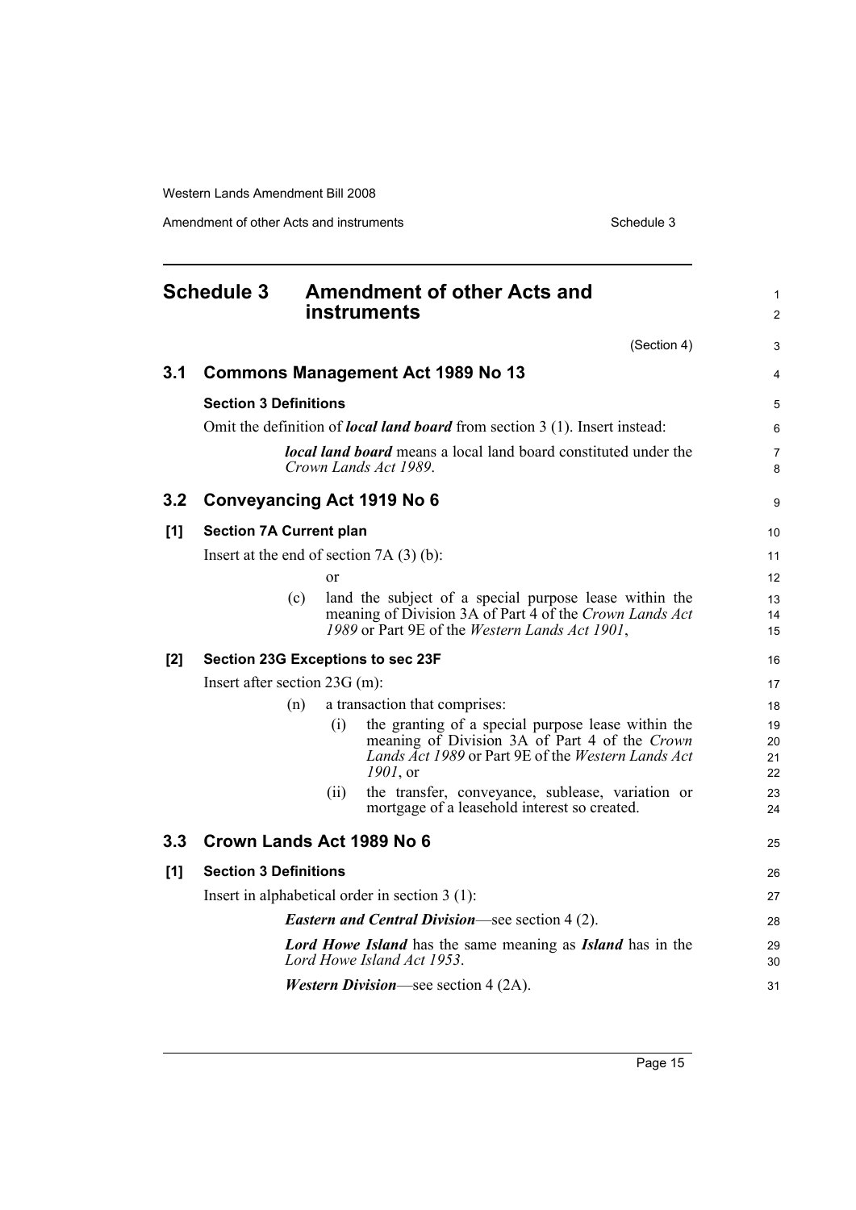## Schedule 3 Amendment of other Acts and instruments

(Section 4)

### 3.1 Commons Management Act 1989 No 13

**Section 3 Definitions**

Omit the definition of ***local land board*** from section 3 (1). Insert instead:

> ***local land board*** means a local land board constituted under the *Crown Lands Act 1989*.

### 3.2 Conveyancing Act 1919 No 6

**[1] Section 7A Current plan**

Insert at the end of section 7A (3) (b):

> or
>
> (c) land the subject of a special purpose lease within the meaning of Division 3A of Part 4 of the *Crown Lands Act 1989* or Part 9E of the *Western Lands Act 1901*,

**[2] Section 23G Exceptions to sec 23F**

Insert after section 23G (m):

> (n) a transaction that comprises:
>
> (i) the granting of a special purpose lease within the meaning of Division 3A of Part 4 of the *Crown Lands Act 1989* or Part 9E of the *Western Lands Act 1901*, or
>
> (ii) the transfer, conveyance, sublease, variation or mortgage of a leasehold interest so created.

### 3.3 Crown Lands Act 1989 No 6

**[1] Section 3 Definitions**

Insert in alphabetical order in section 3 (1):

> ***Eastern and Central Division***—see section 4 (2).
>
> ***Lord Howe Island*** has the same meaning as ***Island*** has in the *Lord Howe Island Act 1953*.
>
> ***Western Division***—see section 4 (2A).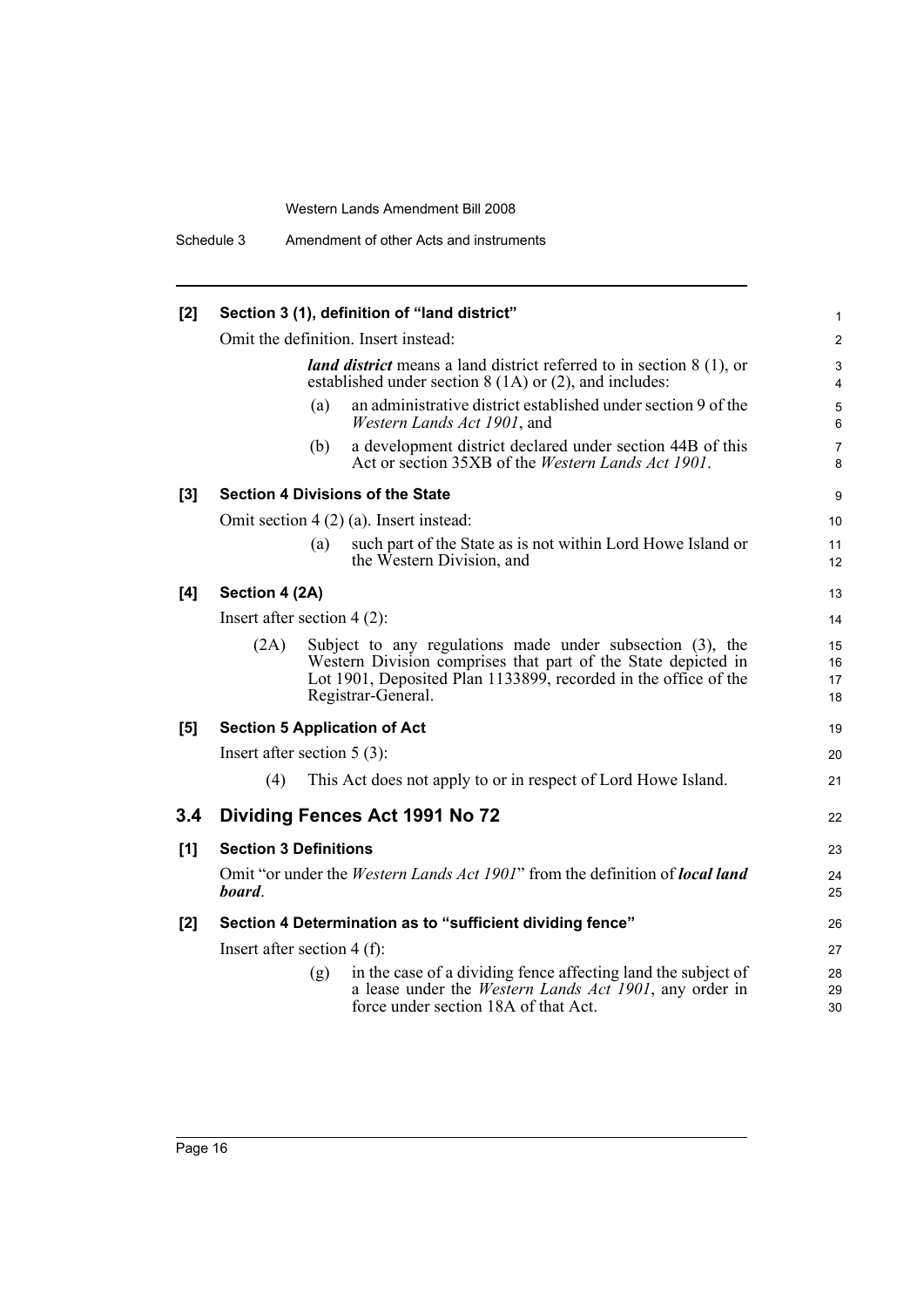**[2] Section 3 (1), definition of "land district"**

Omit the definition. Insert instead:

> ***land district*** means a land district referred to in section 8 (1), or established under section 8 (1A) or (2), and includes:
>
> (a) an administrative district established under section 9 of the *Western Lands Act 1901*, and
>
> (b) a development district declared under section 44B of this Act or section 35XB of the *Western Lands Act 1901*.

**[3] Section 4 Divisions of the State**

Omit section 4 (2) (a). Insert instead:

> (a) such part of the State as is not within Lord Howe Island or the Western Division, and

**[4] Section 4 (2A)**

Insert after section 4 (2):

> (2A) Subject to any regulations made under subsection (3), the Western Division comprises that part of the State depicted in Lot 1901, Deposited Plan 1133899, recorded in the office of the Registrar-General.

**[5] Section 5 Application of Act**

Insert after section 5 (3):

> (4) This Act does not apply to or in respect of Lord Howe Island.

## 3.4 Dividing Fences Act 1991 No 72

**[1] Section 3 Definitions**

Omit "or under the *Western Lands Act 1901*" from the definition of ***local land board***.

**[2] Section 4 Determination as to "sufficient dividing fence"**

Insert after section 4 (f):

> (g) in the case of a dividing fence affecting land the subject of a lease under the *Western Lands Act 1901*, any order in force under section 18A of that Act.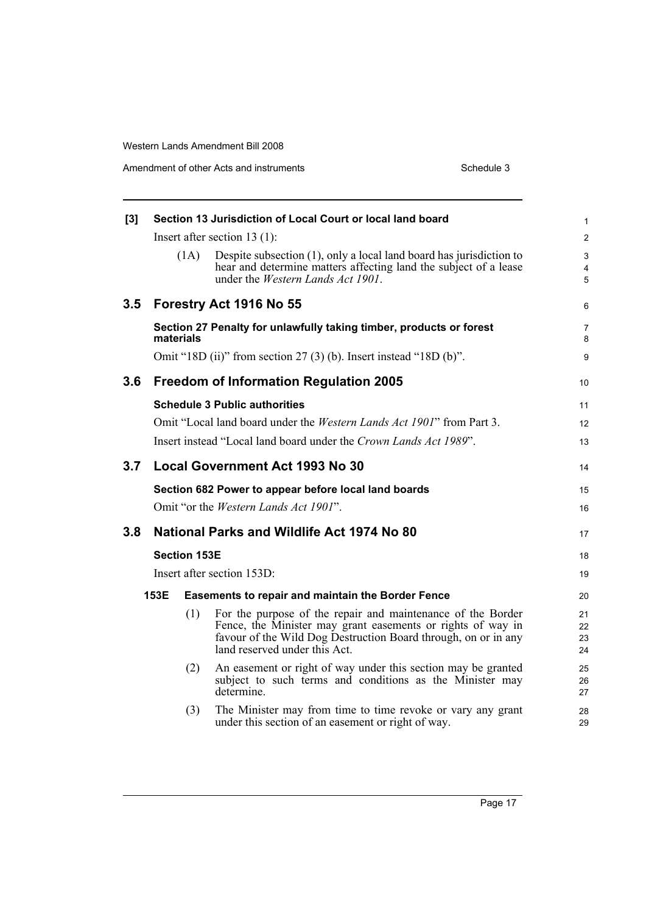**[3] Section 13 Jurisdiction of Local Court or local land board**

Insert after section 13 (1):

(1A) Despite subsection (1), only a local land board has jurisdiction to hear and determine matters affecting land the subject of a lease under the *Western Lands Act 1901*.

## 3.5 Forestry Act 1916 No 55

**Section 27 Penalty for unlawfully taking timber, products or forest materials**

Omit "18D (ii)" from section 27 (3) (b). Insert instead "18D (b)".

## 3.6 Freedom of Information Regulation 2005

**Schedule 3 Public authorities**

Omit "Local land board under the *Western Lands Act 1901*" from Part 3.

Insert instead "Local land board under the *Crown Lands Act 1989*".

## 3.7 Local Government Act 1993 No 30

**Section 682 Power to appear before local land boards**

Omit "or the *Western Lands Act 1901*".

## 3.8 National Parks and Wildlife Act 1974 No 80

**Section 153E**

Insert after section 153D:

**153E Easements to repair and maintain the Border Fence**

(1) For the purpose of the repair and maintenance of the Border Fence, the Minister may grant easements or rights of way in favour of the Wild Dog Destruction Board through, on or in any land reserved under this Act.

(2) An easement or right of way under this section may be granted subject to such terms and conditions as the Minister may determine.

(3) The Minister may from time to time revoke or vary any grant under this section of an easement or right of way.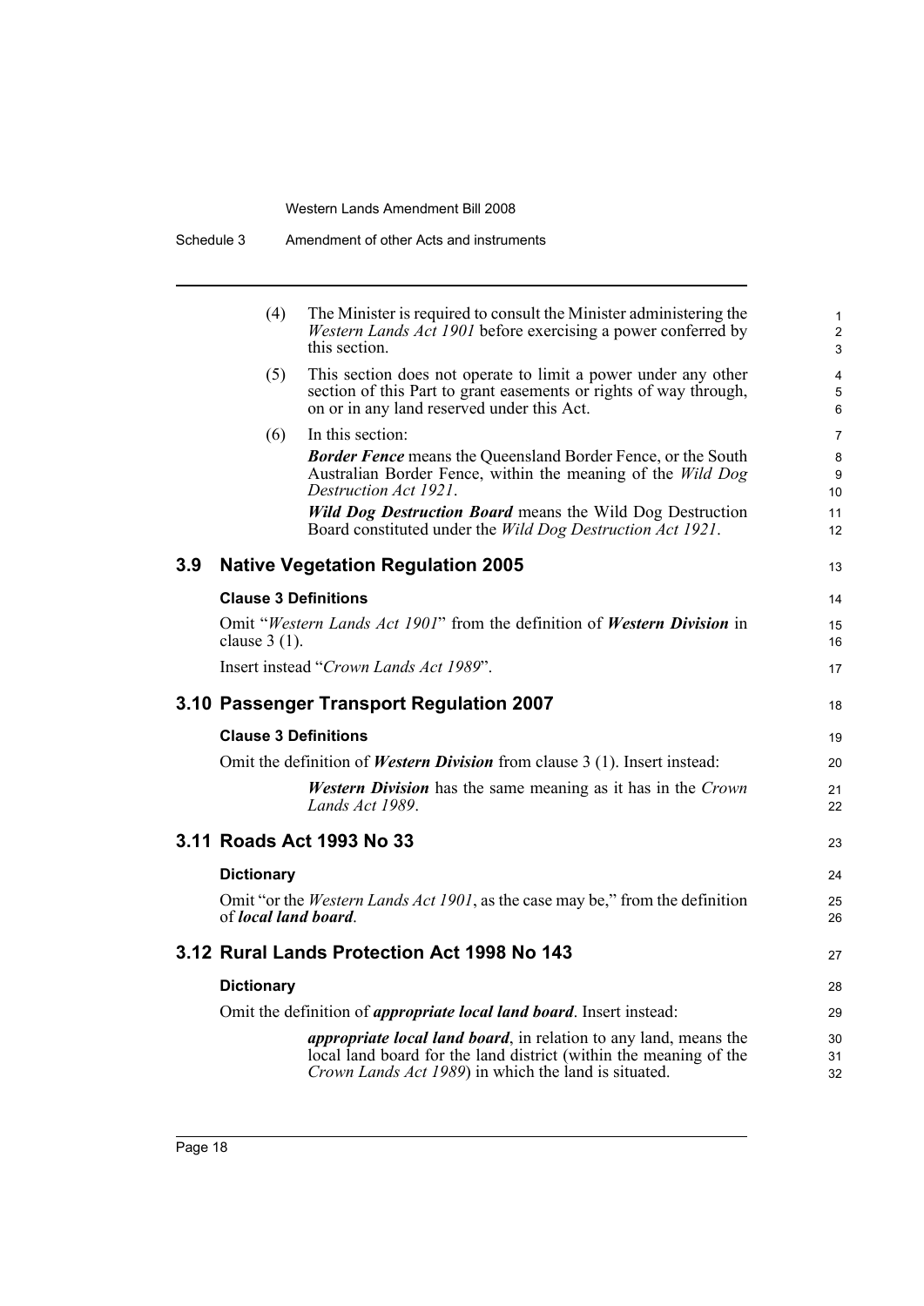(4) The Minister is required to consult the Minister administering the *Western Lands Act 1901* before exercising a power conferred by this section.

(5) This section does not operate to limit a power under any other section of this Part to grant easements or rights of way through, on or in any land reserved under this Act.

(6) In this section:

***Border Fence*** means the Queensland Border Fence, or the South Australian Border Fence, within the meaning of the *Wild Dog Destruction Act 1921*.

***Wild Dog Destruction Board*** means the Wild Dog Destruction Board constituted under the *Wild Dog Destruction Act 1921*.

## 3.9 Native Vegetation Regulation 2005

### Clause 3 Definitions

Omit "*Western Lands Act 1901*" from the definition of ***Western Division*** in clause 3 (1).

Insert instead "*Crown Lands Act 1989*".

## 3.10 Passenger Transport Regulation 2007

### Clause 3 Definitions

Omit the definition of ***Western Division*** from clause 3 (1). Insert instead:

***Western Division*** has the same meaning as it has in the *Crown Lands Act 1989*.

## 3.11 Roads Act 1993 No 33

### Dictionary

Omit "or the *Western Lands Act 1901*, as the case may be," from the definition of ***local land board***.

## 3.12 Rural Lands Protection Act 1998 No 143

### Dictionary

Omit the definition of ***appropriate local land board***. Insert instead:

***appropriate local land board***, in relation to any land, means the local land board for the land district (within the meaning of the *Crown Lands Act 1989*) in which the land is situated.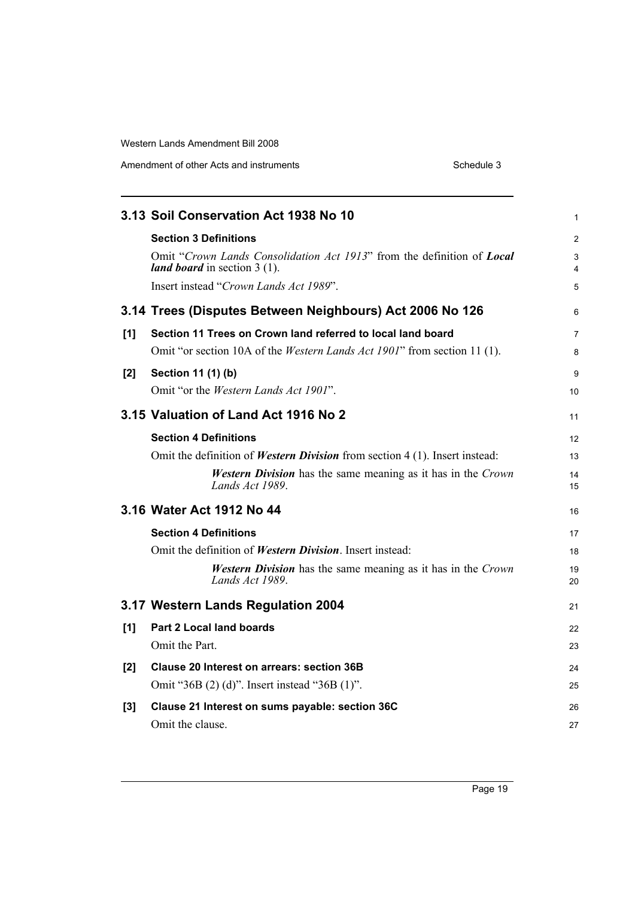## 3.13 Soil Conservation Act 1938 No 10

**Section 3 Definitions**

Omit "*Crown Lands Consolidation Act 1913*" from the definition of ***Local land board*** in section 3 (1).

Insert instead "*Crown Lands Act 1989*".

## 3.14 Trees (Disputes Between Neighbours) Act 2006 No 126

**[1] Section 11 Trees on Crown land referred to local land board**

Omit "or section 10A of the *Western Lands Act 1901*" from section 11 (1).

**[2] Section 11 (1) (b)**

Omit "or the *Western Lands Act 1901*".

## 3.15 Valuation of Land Act 1916 No 2

**Section 4 Definitions**

Omit the definition of ***Western Division*** from section 4 (1). Insert instead:

> ***Western Division*** has the same meaning as it has in the *Crown Lands Act 1989*.

## 3.16 Water Act 1912 No 44

**Section 4 Definitions**

Omit the definition of ***Western Division***. Insert instead:

> ***Western Division*** has the same meaning as it has in the *Crown Lands Act 1989*.

## 3.17 Western Lands Regulation 2004

**[1] Part 2 Local land boards**

Omit the Part.

**[2] Clause 20 Interest on arrears: section 36B**

Omit "36B (2) (d)". Insert instead "36B (1)".

**[3] Clause 21 Interest on sums payable: section 36C**

Omit the clause.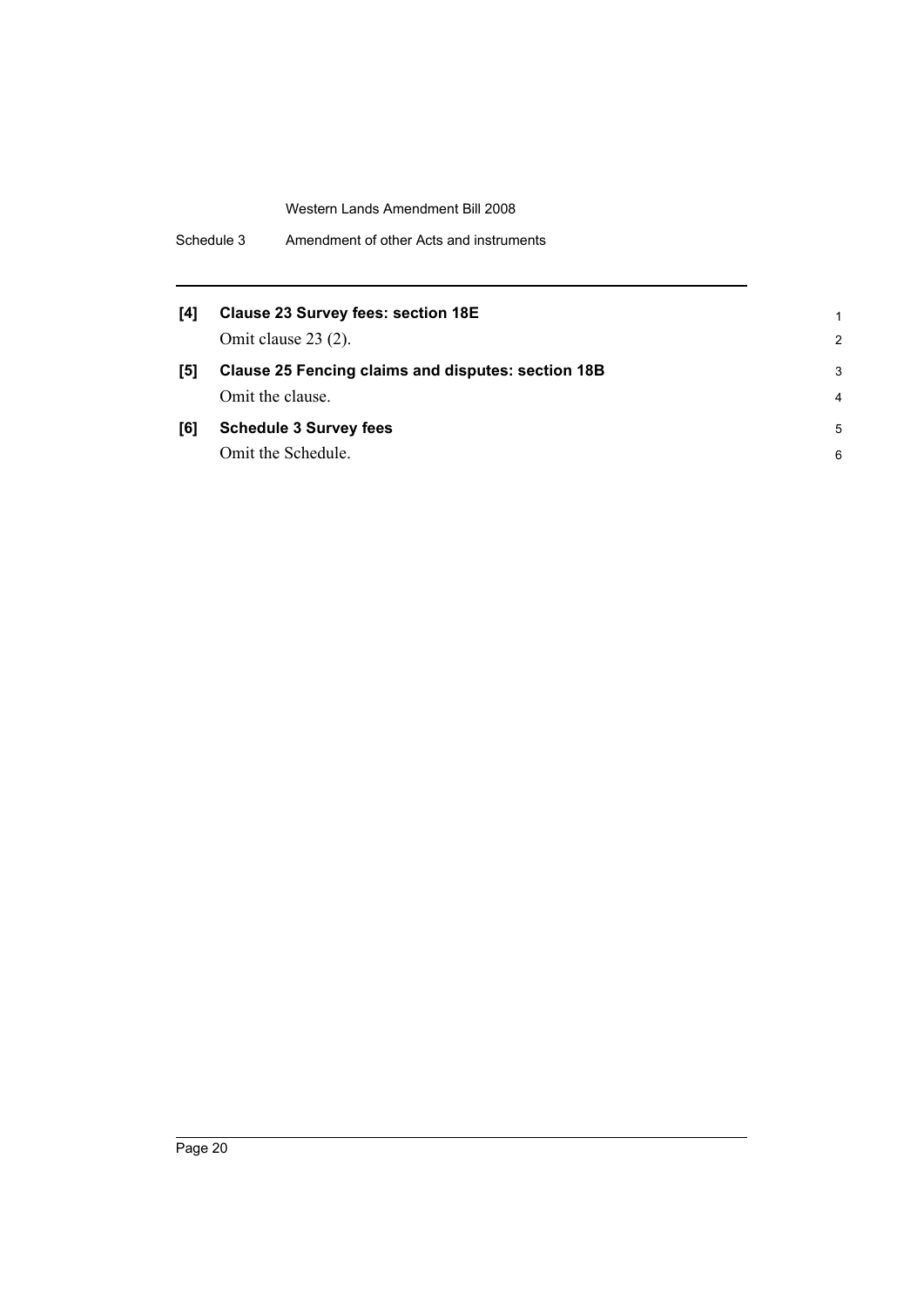**[4] Clause 23 Survey fees: section 18E**

Omit clause 23 (2).

**[5] Clause 25 Fencing claims and disputes: section 18B**

Omit the clause.

**[6] Schedule 3 Survey fees**

Omit the Schedule.